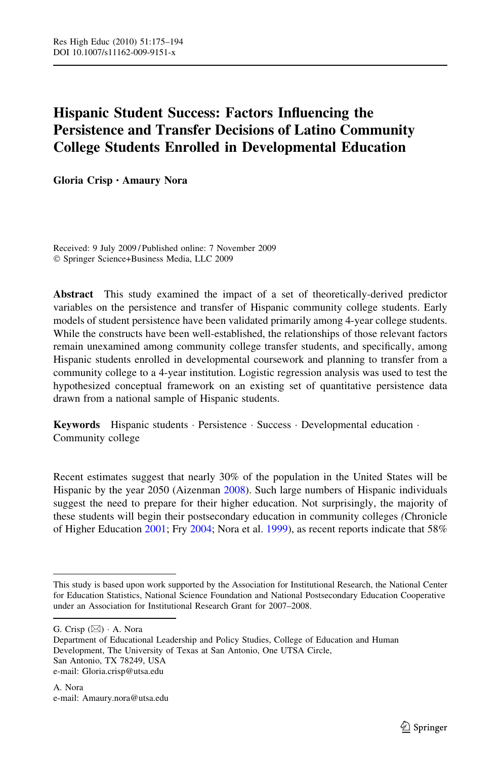# Hispanic Student Success: Factors Influencing the Persistence and Transfer Decisions of Latino Community College Students Enrolled in Developmental Education

**Gloria Crisp · Amaury Nora**

Received: 9 July 2009 / Published online: 7 November 2009
© Springer Science+Business Media, LLC 2009

**Abstract** This study examined the impact of a set of theoretically-derived predictor variables on the persistence and transfer of Hispanic community college students. Early models of student persistence have been validated primarily among 4-year college students. While the constructs have been well-established, the relationships of those relevant factors remain unexamined among community college transfer students, and specifically, among Hispanic students enrolled in developmental coursework and planning to transfer from a community college to a 4-year institution. Logistic regression analysis was used to test the hypothesized conceptual framework on an existing set of quantitative persistence data drawn from a national sample of Hispanic students.

**Keywords** Hispanic students · Persistence · Success · Developmental education · Community college

Recent estimates suggest that nearly 30% of the population in the United States will be Hispanic by the year 2050 (Aizenman 2008). Such large numbers of Hispanic individuals suggest the need to prepare for their higher education. Not surprisingly, the majority of these students will begin their postsecondary education in community colleges (Chronicle of Higher Education 2001; Fry 2004; Nora et al. 1999), as recent reports indicate that 58%

---

This study is based upon work supported by the Association for Institutional Research, the National Center for Education Statistics, National Science Foundation and National Postsecondary Education Cooperative under an Association for Institutional Research Grant for 2007–2008.

G. Crisp (✉) · A. Nora
Department of Educational Leadership and Policy Studies, College of Education and Human Development, The University of Texas at San Antonio, One UTSA Circle, San Antonio, TX 78249, USA
e-mail: Gloria.crisp@utsa.edu

A. Nora
e-mail: Amaury.nora@utsa.edu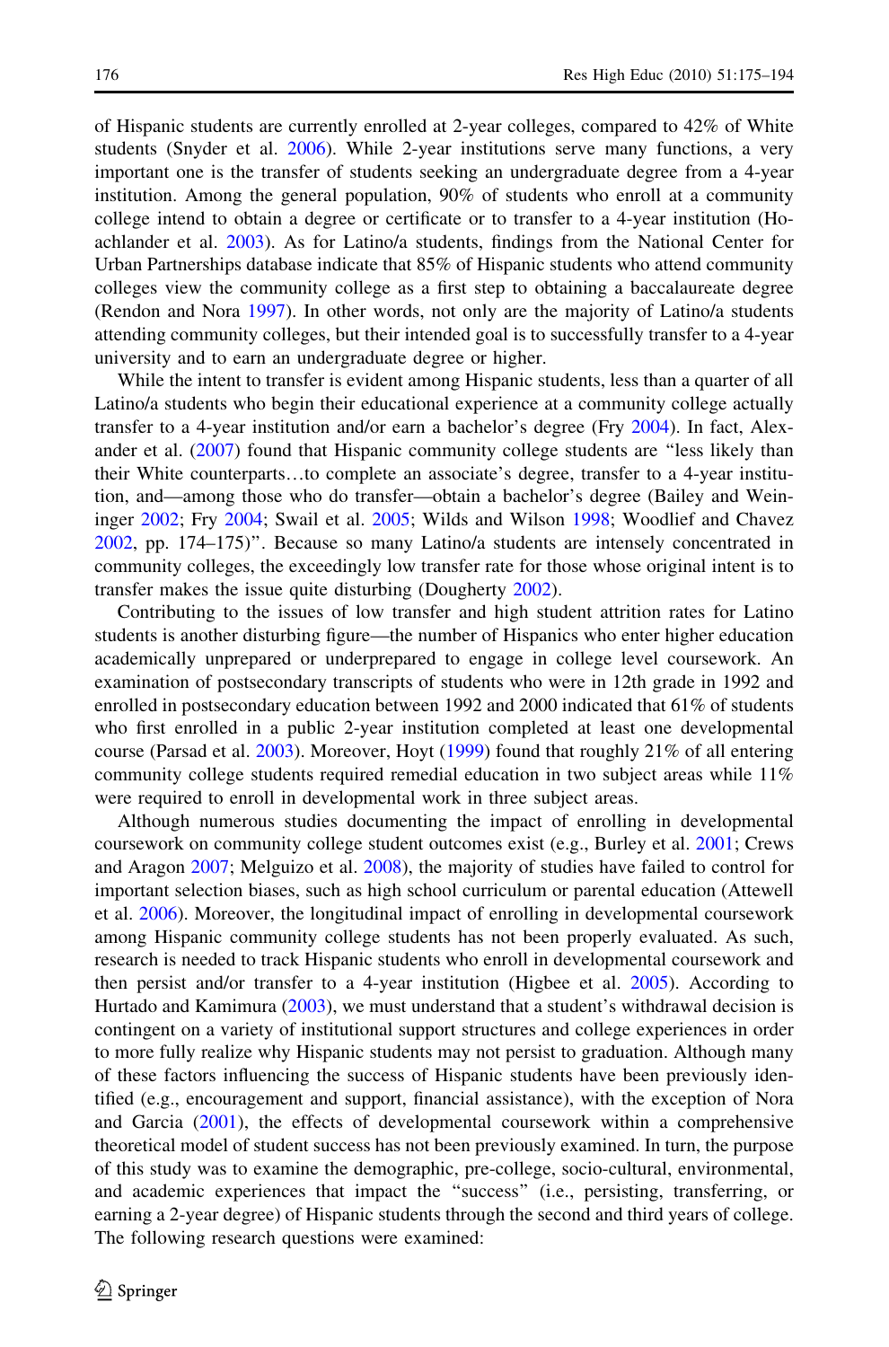of Hispanic students are currently enrolled at 2-year colleges, compared to 42% of White students (Snyder et al. 2006). While 2-year institutions serve many functions, a very important one is the transfer of students seeking an undergraduate degree from a 4-year institution. Among the general population, 90% of students who enroll at a community college intend to obtain a degree or certificate or to transfer to a 4-year institution (Hoachlander et al. 2003). As for Latino/a students, findings from the National Center for Urban Partnerships database indicate that 85% of Hispanic students who attend community colleges view the community college as a first step to obtaining a baccalaureate degree (Rendon and Nora 1997). In other words, not only are the majority of Latino/a students attending community colleges, but their intended goal is to successfully transfer to a 4-year university and to earn an undergraduate degree or higher.

While the intent to transfer is evident among Hispanic students, less than a quarter of all Latino/a students who begin their educational experience at a community college actually transfer to a 4-year institution and/or earn a bachelor's degree (Fry 2004). In fact, Alexander et al. (2007) found that Hispanic community college students are "less likely than their White counterparts…to complete an associate's degree, transfer to a 4-year institution, and—among those who do transfer—obtain a bachelor's degree (Bailey and Weininger 2002; Fry 2004; Swail et al. 2005; Wilds and Wilson 1998; Woodlief and Chavez 2002, pp. 174–175)". Because so many Latino/a students are intensely concentrated in community colleges, the exceedingly low transfer rate for those whose original intent is to transfer makes the issue quite disturbing (Dougherty 2002).

Contributing to the issues of low transfer and high student attrition rates for Latino students is another disturbing figure—the number of Hispanics who enter higher education academically unprepared or underprepared to engage in college level coursework. An examination of postsecondary transcripts of students who were in 12th grade in 1992 and enrolled in postsecondary education between 1992 and 2000 indicated that 61% of students who first enrolled in a public 2-year institution completed at least one developmental course (Parsad et al. 2003). Moreover, Hoyt (1999) found that roughly 21% of all entering community college students required remedial education in two subject areas while 11% were required to enroll in developmental work in three subject areas.

Although numerous studies documenting the impact of enrolling in developmental coursework on community college student outcomes exist (e.g., Burley et al. 2001; Crews and Aragon 2007; Melguizo et al. 2008), the majority of studies have failed to control for important selection biases, such as high school curriculum or parental education (Attewell et al. 2006). Moreover, the longitudinal impact of enrolling in developmental coursework among Hispanic community college students has not been properly evaluated. As such, research is needed to track Hispanic students who enroll in developmental coursework and then persist and/or transfer to a 4-year institution (Higbee et al. 2005). According to Hurtado and Kamimura (2003), we must understand that a student's withdrawal decision is contingent on a variety of institutional support structures and college experiences in order to more fully realize why Hispanic students may not persist to graduation. Although many of these factors influencing the success of Hispanic students have been previously identified (e.g., encouragement and support, financial assistance), with the exception of Nora and Garcia (2001), the effects of developmental coursework within a comprehensive theoretical model of student success has not been previously examined. In turn, the purpose of this study was to examine the demographic, pre-college, socio-cultural, environmental, and academic experiences that impact the "success" (i.e., persisting, transferring, or earning a 2-year degree) of Hispanic students through the second and third years of college. The following research questions were examined: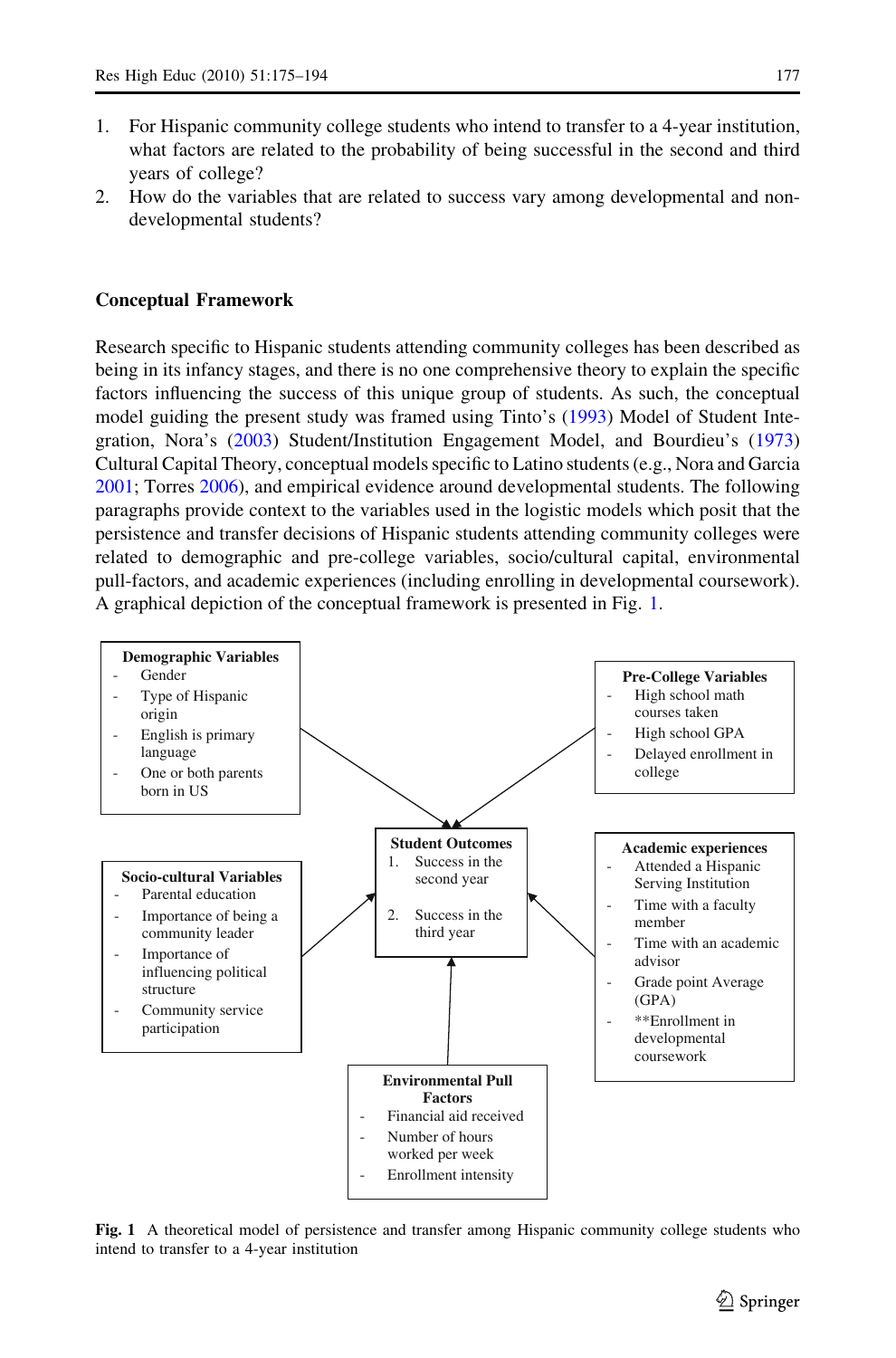1. For Hispanic community college students who intend to transfer to a 4-year institution, what factors are related to the probability of being successful in the second and third years of college?
2. How do the variables that are related to success vary among developmental and non-developmental students?

## Conceptual Framework

Research specific to Hispanic students attending community colleges has been described as being in its infancy stages, and there is no one comprehensive theory to explain the specific factors influencing the success of this unique group of students. As such, the conceptual model guiding the present study was framed using Tinto's (1993) Model of Student Integration, Nora's (2003) Student/Institution Engagement Model, and Bourdieu's (1973) Cultural Capital Theory, conceptual models specific to Latino students (e.g., Nora and Garcia 2001; Torres 2006), and empirical evidence around developmental students. The following paragraphs provide context to the variables used in the logistic models which posit that the persistence and transfer decisions of Hispanic students attending community colleges were related to demographic and pre-college variables, socio/cultural capital, environmental pull-factors, and academic experiences (including enrolling in developmental coursework). A graphical depiction of the conceptual framework is presented in Fig. 1.

**Demographic Variables**
- Gender
- Type of Hispanic origin
- English is primary language
- One or both parents born in US

**Pre-College Variables**
- High school math courses taken
- High school GPA
- Delayed enrollment in college

**Student Outcomes**
1. Success in the second year
2. Success in the third year

**Socio-cultural Variables**
- Parental education
- Importance of being a community leader
- Importance of influencing political structure
- Community service participation

**Academic experiences**
- Attended a Hispanic Serving Institution
- Time with a faculty member
- Time with an academic advisor
- Grade point Average (GPA)
- **Enrollment in developmental coursework

**Environmental Pull Factors**
- Financial aid received
- Number of hours worked per week
- Enrollment intensity

**Fig. 1** A theoretical model of persistence and transfer among Hispanic community college students who intend to transfer to a 4-year institution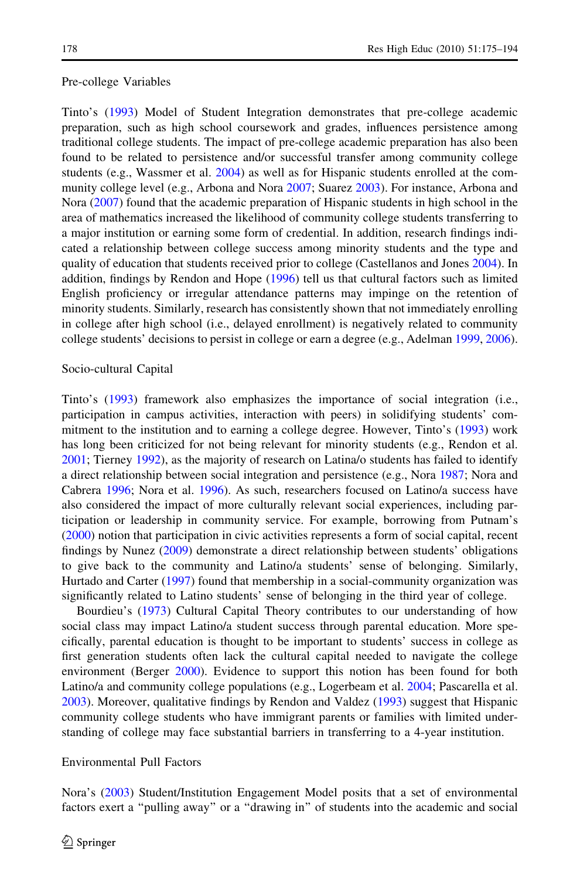### Pre-college Variables

Tinto's (1993) Model of Student Integration demonstrates that pre-college academic preparation, such as high school coursework and grades, influences persistence among traditional college students. The impact of pre-college academic preparation has also been found to be related to persistence and/or successful transfer among community college students (e.g., Wassmer et al. 2004) as well as for Hispanic students enrolled at the community college level (e.g., Arbona and Nora 2007; Suarez 2003). For instance, Arbona and Nora (2007) found that the academic preparation of Hispanic students in high school in the area of mathematics increased the likelihood of community college students transferring to a major institution or earning some form of credential. In addition, research findings indicated a relationship between college success among minority students and the type and quality of education that students received prior to college (Castellanos and Jones 2004). In addition, findings by Rendon and Hope (1996) tell us that cultural factors such as limited English proficiency or irregular attendance patterns may impinge on the retention of minority students. Similarly, research has consistently shown that not immediately enrolling in college after high school (i.e., delayed enrollment) is negatively related to community college students' decisions to persist in college or earn a degree (e.g., Adelman 1999, 2006).

### Socio-cultural Capital

Tinto's (1993) framework also emphasizes the importance of social integration (i.e., participation in campus activities, interaction with peers) in solidifying students' commitment to the institution and to earning a college degree. However, Tinto's (1993) work has long been criticized for not being relevant for minority students (e.g., Rendon et al. 2001; Tierney 1992), as the majority of research on Latina/o students has failed to identify a direct relationship between social integration and persistence (e.g., Nora 1987; Nora and Cabrera 1996; Nora et al. 1996). As such, researchers focused on Latino/a success have also considered the impact of more culturally relevant social experiences, including participation or leadership in community service. For example, borrowing from Putnam's (2000) notion that participation in civic activities represents a form of social capital, recent findings by Nunez (2009) demonstrate a direct relationship between students' obligations to give back to the community and Latino/a students' sense of belonging. Similarly, Hurtado and Carter (1997) found that membership in a social-community organization was significantly related to Latino students' sense of belonging in the third year of college.

Bourdieu's (1973) Cultural Capital Theory contributes to our understanding of how social class may impact Latino/a student success through parental education. More specifically, parental education is thought to be important to students' success in college as first generation students often lack the cultural capital needed to navigate the college environment (Berger 2000). Evidence to support this notion has been found for both Latino/a and community college populations (e.g., Logerbeam et al. 2004; Pascarella et al. 2003). Moreover, qualitative findings by Rendon and Valdez (1993) suggest that Hispanic community college students who have immigrant parents or families with limited understanding of college may face substantial barriers in transferring to a 4-year institution.

### Environmental Pull Factors

Nora's (2003) Student/Institution Engagement Model posits that a set of environmental factors exert a "pulling away" or a "drawing in" of students into the academic and social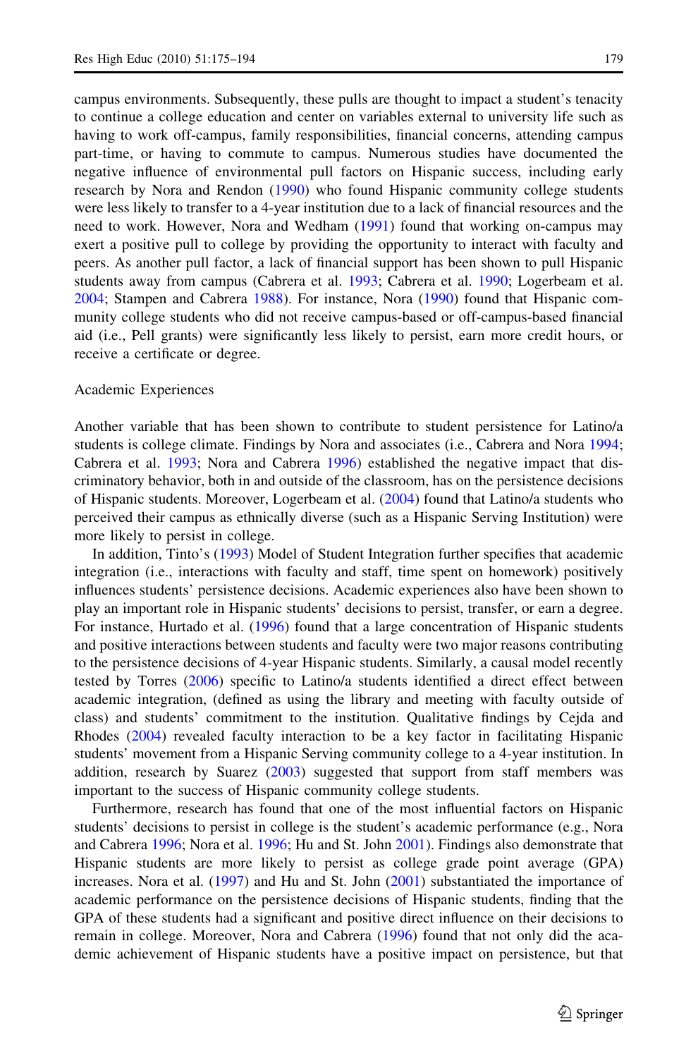campus environments. Subsequently, these pulls are thought to impact a student's tenacity to continue a college education and center on variables external to university life such as having to work off-campus, family responsibilities, financial concerns, attending campus part-time, or having to commute to campus. Numerous studies have documented the negative influence of environmental pull factors on Hispanic success, including early research by Nora and Rendon (1990) who found Hispanic community college students were less likely to transfer to a 4-year institution due to a lack of financial resources and the need to work. However, Nora and Wedham (1991) found that working on-campus may exert a positive pull to college by providing the opportunity to interact with faculty and peers. As another pull factor, a lack of financial support has been shown to pull Hispanic students away from campus (Cabrera et al. 1993; Cabrera et al. 1990; Logerbeam et al. 2004; Stampen and Cabrera 1988). For instance, Nora (1990) found that Hispanic community college students who did not receive campus-based or off-campus-based financial aid (i.e., Pell grants) were significantly less likely to persist, earn more credit hours, or receive a certificate or degree.

### Academic Experiences

Another variable that has been shown to contribute to student persistence for Latino/a students is college climate. Findings by Nora and associates (i.e., Cabrera and Nora 1994; Cabrera et al. 1993; Nora and Cabrera 1996) established the negative impact that discriminatory behavior, both in and outside of the classroom, has on the persistence decisions of Hispanic students. Moreover, Logerbeam et al. (2004) found that Latino/a students who perceived their campus as ethnically diverse (such as a Hispanic Serving Institution) were more likely to persist in college.

In addition, Tinto's (1993) Model of Student Integration further specifies that academic integration (i.e., interactions with faculty and staff, time spent on homework) positively influences students' persistence decisions. Academic experiences also have been shown to play an important role in Hispanic students' decisions to persist, transfer, or earn a degree. For instance, Hurtado et al. (1996) found that a large concentration of Hispanic students and positive interactions between students and faculty were two major reasons contributing to the persistence decisions of 4-year Hispanic students. Similarly, a causal model recently tested by Torres (2006) specific to Latino/a students identified a direct effect between academic integration, (defined as using the library and meeting with faculty outside of class) and students' commitment to the institution. Qualitative findings by Cejda and Rhodes (2004) revealed faculty interaction to be a key factor in facilitating Hispanic students' movement from a Hispanic Serving community college to a 4-year institution. In addition, research by Suarez (2003) suggested that support from staff members was important to the success of Hispanic community college students.

Furthermore, research has found that one of the most influential factors on Hispanic students' decisions to persist in college is the student's academic performance (e.g., Nora and Cabrera 1996; Nora et al. 1996; Hu and St. John 2001). Findings also demonstrate that Hispanic students are more likely to persist as college grade point average (GPA) increases. Nora et al. (1997) and Hu and St. John (2001) substantiated the importance of academic performance on the persistence decisions of Hispanic students, finding that the GPA of these students had a significant and positive direct influence on their decisions to remain in college. Moreover, Nora and Cabrera (1996) found that not only did the academic achievement of Hispanic students have a positive impact on persistence, but that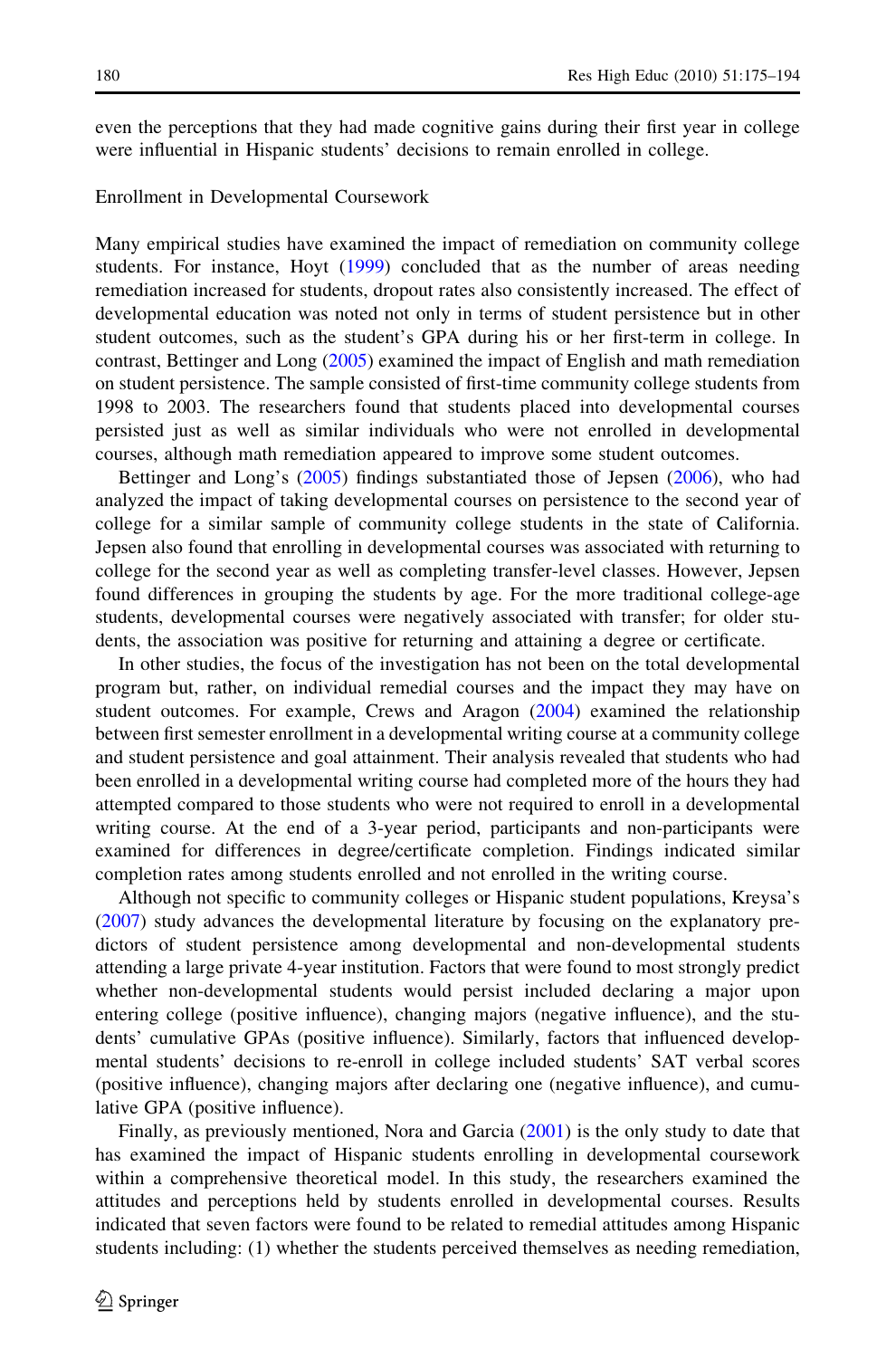even the perceptions that they had made cognitive gains during their first year in college were influential in Hispanic students' decisions to remain enrolled in college.

### Enrollment in Developmental Coursework

Many empirical studies have examined the impact of remediation on community college students. For instance, Hoyt (1999) concluded that as the number of areas needing remediation increased for students, dropout rates also consistently increased. The effect of developmental education was noted not only in terms of student persistence but in other student outcomes, such as the student's GPA during his or her first-term in college. In contrast, Bettinger and Long (2005) examined the impact of English and math remediation on student persistence. The sample consisted of first-time community college students from 1998 to 2003. The researchers found that students placed into developmental courses persisted just as well as similar individuals who were not enrolled in developmental courses, although math remediation appeared to improve some student outcomes.

Bettinger and Long's (2005) findings substantiated those of Jepsen (2006), who had analyzed the impact of taking developmental courses on persistence to the second year of college for a similar sample of community college students in the state of California. Jepsen also found that enrolling in developmental courses was associated with returning to college for the second year as well as completing transfer-level classes. However, Jepsen found differences in grouping the students by age. For the more traditional college-age students, developmental courses were negatively associated with transfer; for older students, the association was positive for returning and attaining a degree or certificate.

In other studies, the focus of the investigation has not been on the total developmental program but, rather, on individual remedial courses and the impact they may have on student outcomes. For example, Crews and Aragon (2004) examined the relationship between first semester enrollment in a developmental writing course at a community college and student persistence and goal attainment. Their analysis revealed that students who had been enrolled in a developmental writing course had completed more of the hours they had attempted compared to those students who were not required to enroll in a developmental writing course. At the end of a 3-year period, participants and non-participants were examined for differences in degree/certificate completion. Findings indicated similar completion rates among students enrolled and not enrolled in the writing course.

Although not specific to community colleges or Hispanic student populations, Kreysa's (2007) study advances the developmental literature by focusing on the explanatory predictors of student persistence among developmental and non-developmental students attending a large private 4-year institution. Factors that were found to most strongly predict whether non-developmental students would persist included declaring a major upon entering college (positive influence), changing majors (negative influence), and the students' cumulative GPAs (positive influence). Similarly, factors that influenced developmental students' decisions to re-enroll in college included students' SAT verbal scores (positive influence), changing majors after declaring one (negative influence), and cumulative GPA (positive influence).

Finally, as previously mentioned, Nora and Garcia (2001) is the only study to date that has examined the impact of Hispanic students enrolling in developmental coursework within a comprehensive theoretical model. In this study, the researchers examined the attitudes and perceptions held by students enrolled in developmental courses. Results indicated that seven factors were found to be related to remedial attitudes among Hispanic students including: (1) whether the students perceived themselves as needing remediation,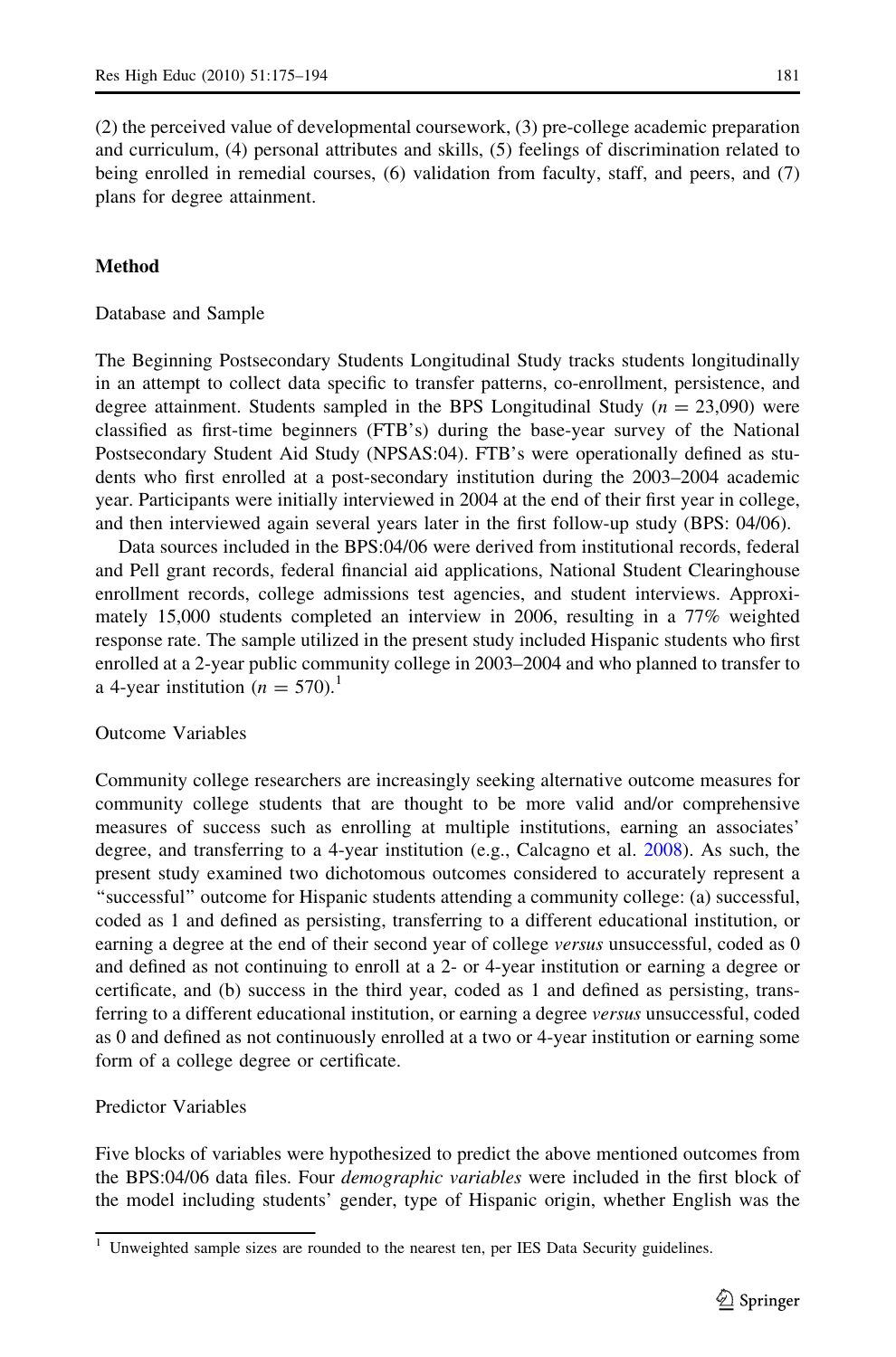(2) the perceived value of developmental coursework, (3) pre-college academic preparation and curriculum, (4) personal attributes and skills, (5) feelings of discrimination related to being enrolled in remedial courses, (6) validation from faculty, staff, and peers, and (7) plans for degree attainment.

## Method

### Database and Sample

The Beginning Postsecondary Students Longitudinal Study tracks students longitudinally in an attempt to collect data specific to transfer patterns, co-enrollment, persistence, and degree attainment. Students sampled in the BPS Longitudinal Study ($n = 23{,}090$) were classified as first-time beginners (FTB's) during the base-year survey of the National Postsecondary Student Aid Study (NPSAS:04). FTB's were operationally defined as students who first enrolled at a post-secondary institution during the 2003–2004 academic year. Participants were initially interviewed in 2004 at the end of their first year in college, and then interviewed again several years later in the first follow-up study (BPS: 04/06).

Data sources included in the BPS:04/06 were derived from institutional records, federal and Pell grant records, federal financial aid applications, National Student Clearinghouse enrollment records, college admissions test agencies, and student interviews. Approximately 15,000 students completed an interview in 2006, resulting in a 77% weighted response rate. The sample utilized in the present study included Hispanic students who first enrolled at a 2-year public community college in 2003–2004 and who planned to transfer to a 4-year institution ($n = 570$).[1]

### Outcome Variables

Community college researchers are increasingly seeking alternative outcome measures for community college students that are thought to be more valid and/or comprehensive measures of success such as enrolling at multiple institutions, earning an associates' degree, and transferring to a 4-year institution (e.g., Calcagno et al. 2008). As such, the present study examined two dichotomous outcomes considered to accurately represent a "successful" outcome for Hispanic students attending a community college: (a) successful, coded as 1 and defined as persisting, transferring to a different educational institution, or earning a degree at the end of their second year of college *versus* unsuccessful, coded as 0 and defined as not continuing to enroll at a 2- or 4-year institution or earning a degree or certificate, and (b) success in the third year, coded as 1 and defined as persisting, transferring to a different educational institution, or earning a degree *versus* unsuccessful, coded as 0 and defined as not continuously enrolled at a two or 4-year institution or earning some form of a college degree or certificate.

### Predictor Variables

Five blocks of variables were hypothesized to predict the above mentioned outcomes from the BPS:04/06 data files. Four *demographic variables* were included in the first block of the model including students' gender, type of Hispanic origin, whether English was the

[1] Unweighted sample sizes are rounded to the nearest ten, per IES Data Security guidelines.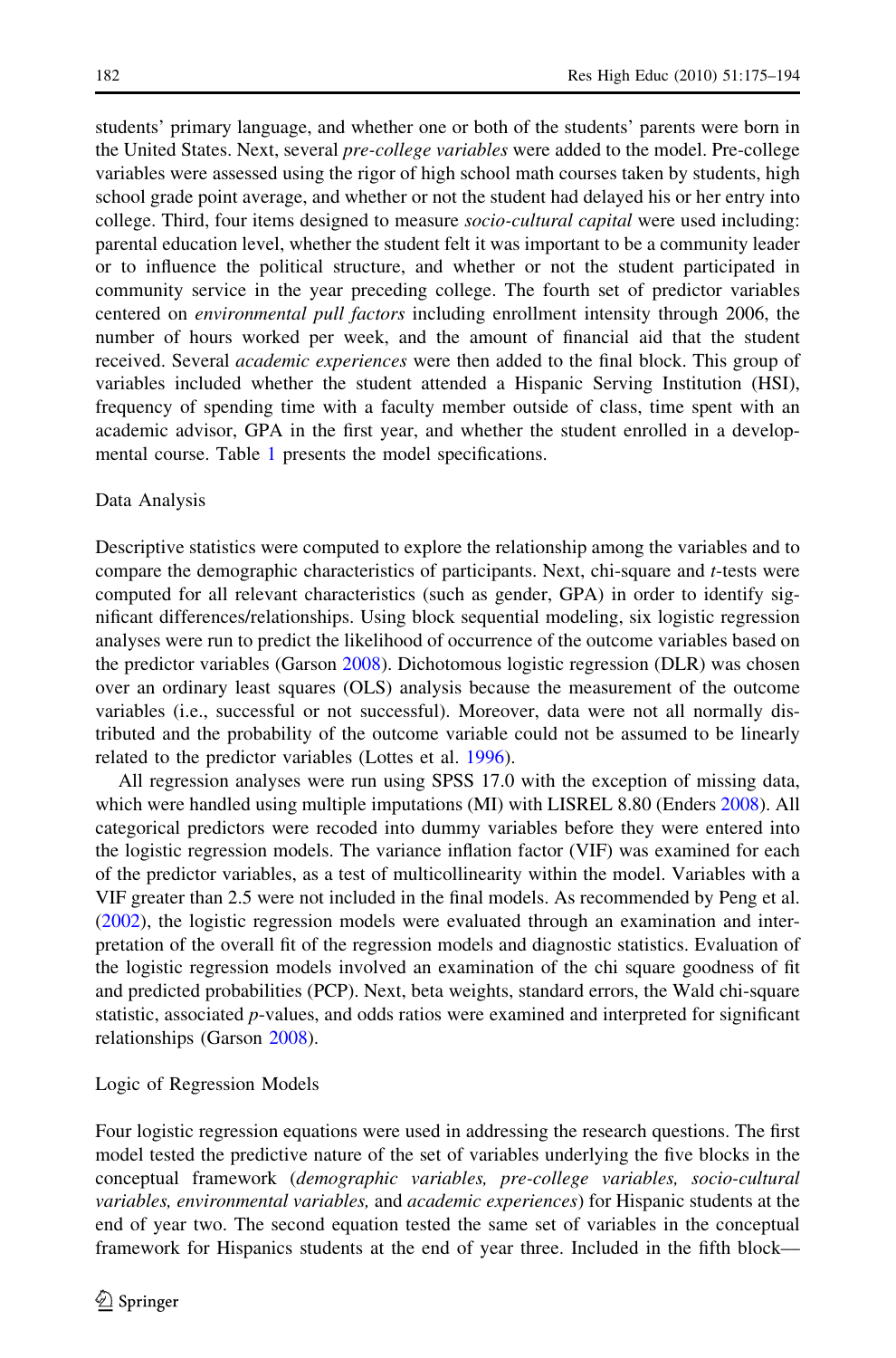students' primary language, and whether one or both of the students' parents were born in the United States. Next, several *pre-college variables* were added to the model. Pre-college variables were assessed using the rigor of high school math courses taken by students, high school grade point average, and whether or not the student had delayed his or her entry into college. Third, four items designed to measure *socio-cultural capital* were used including: parental education level, whether the student felt it was important to be a community leader or to influence the political structure, and whether or not the student participated in community service in the year preceding college. The fourth set of predictor variables centered on *environmental pull factors* including enrollment intensity through 2006, the number of hours worked per week, and the amount of financial aid that the student received. Several *academic experiences* were then added to the final block. This group of variables included whether the student attended a Hispanic Serving Institution (HSI), frequency of spending time with a faculty member outside of class, time spent with an academic advisor, GPA in the first year, and whether the student enrolled in a developmental course. Table 1 presents the model specifications.

## Data Analysis

Descriptive statistics were computed to explore the relationship among the variables and to compare the demographic characteristics of participants. Next, chi-square and *t*-tests were computed for all relevant characteristics (such as gender, GPA) in order to identify significant differences/relationships. Using block sequential modeling, six logistic regression analyses were run to predict the likelihood of occurrence of the outcome variables based on the predictor variables (Garson 2008). Dichotomous logistic regression (DLR) was chosen over an ordinary least squares (OLS) analysis because the measurement of the outcome variables (i.e., successful or not successful). Moreover, data were not all normally distributed and the probability of the outcome variable could not be assumed to be linearly related to the predictor variables (Lottes et al. 1996).

All regression analyses were run using SPSS 17.0 with the exception of missing data, which were handled using multiple imputations (MI) with LISREL 8.80 (Enders 2008). All categorical predictors were recoded into dummy variables before they were entered into the logistic regression models. The variance inflation factor (VIF) was examined for each of the predictor variables, as a test of multicollinearity within the model. Variables with a VIF greater than 2.5 were not included in the final models. As recommended by Peng et al. (2002), the logistic regression models were evaluated through an examination and interpretation of the overall fit of the regression models and diagnostic statistics. Evaluation of the logistic regression models involved an examination of the chi square goodness of fit and predicted probabilities (PCP). Next, beta weights, standard errors, the Wald chi-square statistic, associated *p*-values, and odds ratios were examined and interpreted for significant relationships (Garson 2008).

## Logic of Regression Models

Four logistic regression equations were used in addressing the research questions. The first model tested the predictive nature of the set of variables underlying the five blocks in the conceptual framework (*demographic variables, pre-college variables, socio-cultural variables, environmental variables,* and *academic experiences*) for Hispanic students at the end of year two. The second equation tested the same set of variables in the conceptual framework for Hispanics students at the end of year three. Included in the fifth block—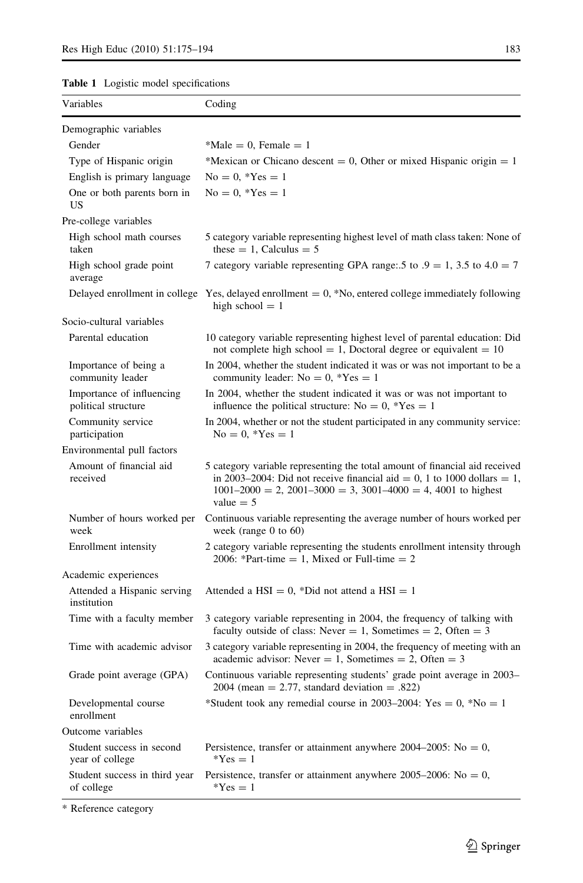**Table 1** Logistic model specifications

| Variables | Coding |
|---|---|
| Demographic variables | |
| Gender | *Male = 0, Female = 1 |
| Type of Hispanic origin | *Mexican or Chicano descent = 0, Other or mixed Hispanic origin = 1 |
| English is primary language | No = 0, *Yes = 1 |
| One or both parents born in US | No = 0, *Yes = 1 |
| Pre-college variables | |
| High school math courses taken | 5 category variable representing highest level of math class taken: None of these = 1, Calculus = 5 |
| High school grade point average | 7 category variable representing GPA range:.5 to .9 = 1, 3.5 to 4.0 = 7 |
| Delayed enrollment in college | Yes, delayed enrollment = 0, *No, entered college immediately following high school = 1 |
| Socio-cultural variables | |
| Parental education | 10 category variable representing highest level of parental education: Did not complete high school = 1, Doctoral degree or equivalent = 10 |
| Importance of being a community leader | In 2004, whether the student indicated it was or was not important to be a community leader: No = 0, *Yes = 1 |
| Importance of influencing political structure | In 2004, whether the student indicated it was or was not important to influence the political structure: No = 0, *Yes = 1 |
| Community service participation | In 2004, whether or not the student participated in any community service: No = 0, *Yes = 1 |
| Environmental pull factors | |
| Amount of financial aid received | 5 category variable representing the total amount of financial aid received in 2003–2004: Did not receive financial aid = 0, 1 to 1000 dollars = 1, 1001–2000 = 2, 2001–3000 = 3, 3001–4000 = 4, 4001 to highest value = 5 |
| Number of hours worked per week | Continuous variable representing the average number of hours worked per week (range 0 to 60) |
| Enrollment intensity | 2 category variable representing the students enrollment intensity through 2006: *Part-time = 1, Mixed or Full-time = 2 |
| Academic experiences | |
| Attended a Hispanic serving institution | Attended a HSI = 0, *Did not attend a HSI = 1 |
| Time with a faculty member | 3 category variable representing in 2004, the frequency of talking with faculty outside of class: Never = 1, Sometimes = 2, Often = 3 |
| Time with academic advisor | 3 category variable representing in 2004, the frequency of meeting with an academic advisor: Never = 1, Sometimes = 2, Often = 3 |
| Grade point average (GPA) | Continuous variable representing students' grade point average in 2003–2004 (mean = 2.77, standard deviation = .822) |
| Developmental course enrollment | *Student took any remedial course in 2003–2004: Yes = 0, *No = 1 |
| Outcome variables | |
| Student success in second year of college | Persistence, transfer or attainment anywhere 2004–2005: No = 0, *Yes = 1 |
| Student success in third year of college | Persistence, transfer or attainment anywhere 2005–2006: No = 0, *Yes = 1 |

\* Reference category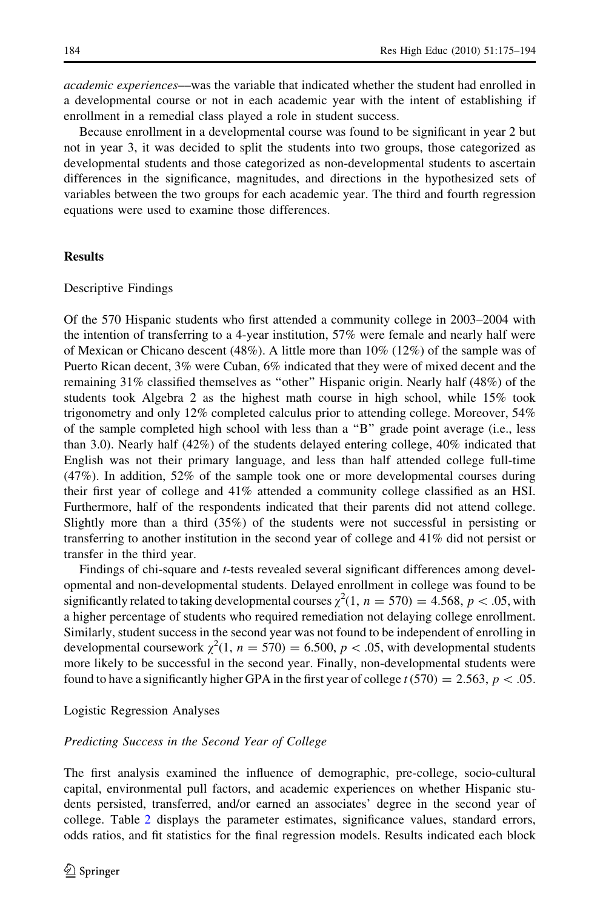*academic experiences*—was the variable that indicated whether the student had enrolled in a developmental course or not in each academic year with the intent of establishing if enrollment in a remedial class played a role in student success.

Because enrollment in a developmental course was found to be significant in year 2 but not in year 3, it was decided to split the students into two groups, those categorized as developmental students and those categorized as non-developmental students to ascertain differences in the significance, magnitudes, and directions in the hypothesized sets of variables between the two groups for each academic year. The third and fourth regression equations were used to examine those differences.

## Results

### Descriptive Findings

Of the 570 Hispanic students who first attended a community college in 2003–2004 with the intention of transferring to a 4-year institution, 57% were female and nearly half were of Mexican or Chicano descent (48%). A little more than 10% (12%) of the sample was of Puerto Rican decent, 3% were Cuban, 6% indicated that they were of mixed decent and the remaining 31% classified themselves as "other" Hispanic origin. Nearly half (48%) of the students took Algebra 2 as the highest math course in high school, while 15% took trigonometry and only 12% completed calculus prior to attending college. Moreover, 54% of the sample completed high school with less than a "B" grade point average (i.e., less than 3.0). Nearly half (42%) of the students delayed entering college, 40% indicated that English was not their primary language, and less than half attended college full-time (47%). In addition, 52% of the sample took one or more developmental courses during their first year of college and 41% attended a community college classified as an HSI. Furthermore, half of the respondents indicated that their parents did not attend college. Slightly more than a third (35%) of the students were not successful in persisting or transferring to another institution in the second year of college and 41% did not persist or transfer in the third year.

Findings of chi-square and *t*-tests revealed several significant differences among developmental and non-developmental students. Delayed enrollment in college was found to be significantly related to taking developmental courses $\chi^2(1, n = 570) = 4.568$, $p < .05$, with a higher percentage of students who required remediation not delaying college enrollment. Similarly, student success in the second year was not found to be independent of enrolling in developmental coursework $\chi^2(1, n = 570) = 6.500$, $p < .05$, with developmental students more likely to be successful in the second year. Finally, non-developmental students were found to have a significantly higher GPA in the first year of college $t(570) = 2.563$, $p < .05$.

### Logistic Regression Analyses

#### *Predicting Success in the Second Year of College*

The first analysis examined the influence of demographic, pre-college, socio-cultural capital, environmental pull factors, and academic experiences on whether Hispanic students persisted, transferred, and/or earned an associates' degree in the second year of college. Table 2 displays the parameter estimates, significance values, standard errors, odds ratios, and fit statistics for the final regression models. Results indicated each block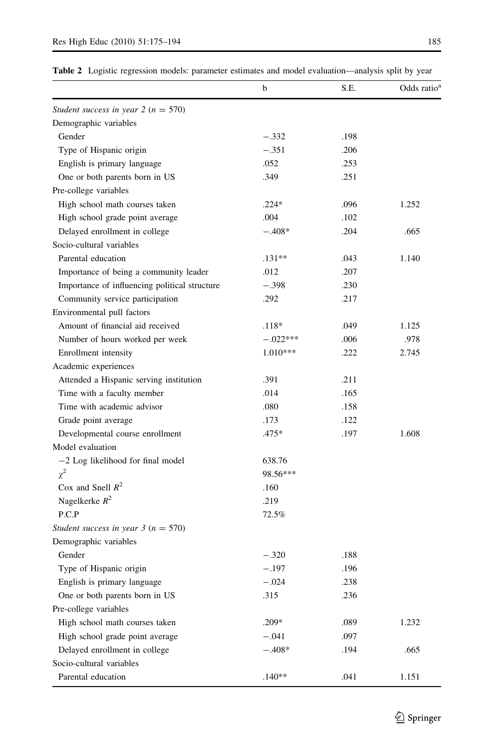**Table 2** Logistic regression models: parameter estimates and model evaluation—analysis split by year

| | b | S.E. | Odds ratio[a] |
|---|---|---|---|
| *Student success in year 2 ($n$ = 570)* | | | |
| Demographic variables | | | |
| Gender | −.332 | .198 | |
| Type of Hispanic origin | −.351 | .206 | |
| English is primary language | .052 | .253 | |
| One or both parents born in US | .349 | .251 | |
| Pre-college variables | | | |
| High school math courses taken | .224* | .096 | 1.252 |
| High school grade point average | .004 | .102 | |
| Delayed enrollment in college | −.408* | .204 | .665 |
| Socio-cultural variables | | | |
| Parental education | .131** | .043 | 1.140 |
| Importance of being a community leader | .012 | .207 | |
| Importance of influencing political structure | −.398 | .230 | |
| Community service participation | .292 | .217 | |
| Environmental pull factors | | | |
| Amount of financial aid received | .118* | .049 | 1.125 |
| Number of hours worked per week | −.022*** | .006 | .978 |
| Enrollment intensity | 1.010*** | .222 | 2.745 |
| Academic experiences | | | |
| Attended a Hispanic serving institution | .391 | .211 | |
| Time with a faculty member | .014 | .165 | |
| Time with academic advisor | .080 | .158 | |
| Grade point average | .173 | .122 | |
| Developmental course enrollment | .475* | .197 | 1.608 |
| Model evaluation | | | |
| −2 Log likelihood for final model | 638.76 | | |
| $\chi^2$ | 98.56*** | | |
| Cox and Snell $R^2$ | .160 | | |
| Nagelkerke $R^2$ | .219 | | |
| P.C.P | 72.5% | | |
| *Student success in year 3 ($n$ = 570)* | | | |
| Demographic variables | | | |
| Gender | −.320 | .188 | |
| Type of Hispanic origin | −.197 | .196 | |
| English is primary language | −.024 | .238 | |
| One or both parents born in US | .315 | .236 | |
| Pre-college variables | | | |
| High school math courses taken | .209* | .089 | 1.232 |
| High school grade point average | −.041 | .097 | |
| Delayed enrollment in college | −.408* | .194 | .665 |
| Socio-cultural variables | | | |
| Parental education | .140** | .041 | 1.151 |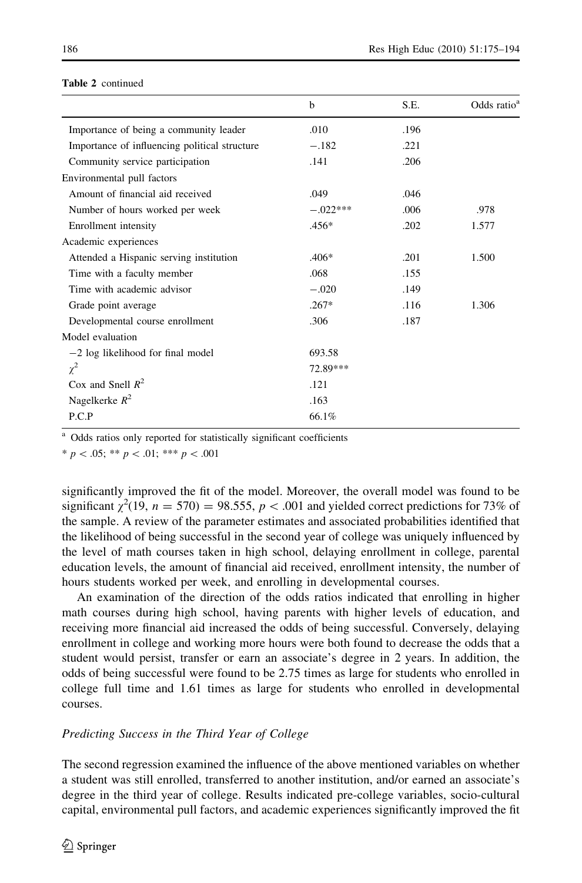**Table 2** continued

| | b | S.E. | Odds ratio[a] |
|---|---|---|---|
| Importance of being a community leader | .010 | .196 | |
| Importance of influencing political structure | −.182 | .221 | |
| Community service participation | .141 | .206 | |
| Environmental pull factors | | | |
| Amount of financial aid received | .049 | .046 | |
| Number of hours worked per week | −.022*** | .006 | .978 |
| Enrollment intensity | .456* | .202 | 1.577 |
| Academic experiences | | | |
| Attended a Hispanic serving institution | .406* | .201 | 1.500 |
| Time with a faculty member | .068 | .155 | |
| Time with academic advisor | −.020 | .149 | |
| Grade point average | .267* | .116 | 1.306 |
| Developmental course enrollment | .306 | .187 | |
| Model evaluation | | | |
| −2 log likelihood for final model | 693.58 | | |
| $\chi^2$ | 72.89*** | | |
| Cox and Snell $R^2$ | .121 | | |
| Nagelkerke $R^2$ | .163 | | |
| P.C.P | 66.1% | | |

[a] Odds ratios only reported for statistically significant coefficients

* $p < .05$; ** $p < .01$; *** $p < .001$

significantly improved the fit of the model. Moreover, the overall model was found to be significant $\chi^2(19, n = 570) = 98.555$, $p < .001$ and yielded correct predictions for 73% of the sample. A review of the parameter estimates and associated probabilities identified that the likelihood of being successful in the second year of college was uniquely influenced by the level of math courses taken in high school, delaying enrollment in college, parental education levels, the amount of financial aid received, enrollment intensity, the number of hours students worked per week, and enrolling in developmental courses.

An examination of the direction of the odds ratios indicated that enrolling in higher math courses during high school, having parents with higher levels of education, and receiving more financial aid increased the odds of being successful. Conversely, delaying enrollment in college and working more hours were both found to decrease the odds that a student would persist, transfer or earn an associate's degree in 2 years. In addition, the odds of being successful were found to be 2.75 times as large for students who enrolled in college full time and 1.61 times as large for students who enrolled in developmental courses.

### *Predicting Success in the Third Year of College*

The second regression examined the influence of the above mentioned variables on whether a student was still enrolled, transferred to another institution, and/or earned an associate's degree in the third year of college. Results indicated pre-college variables, socio-cultural capital, environmental pull factors, and academic experiences significantly improved the fit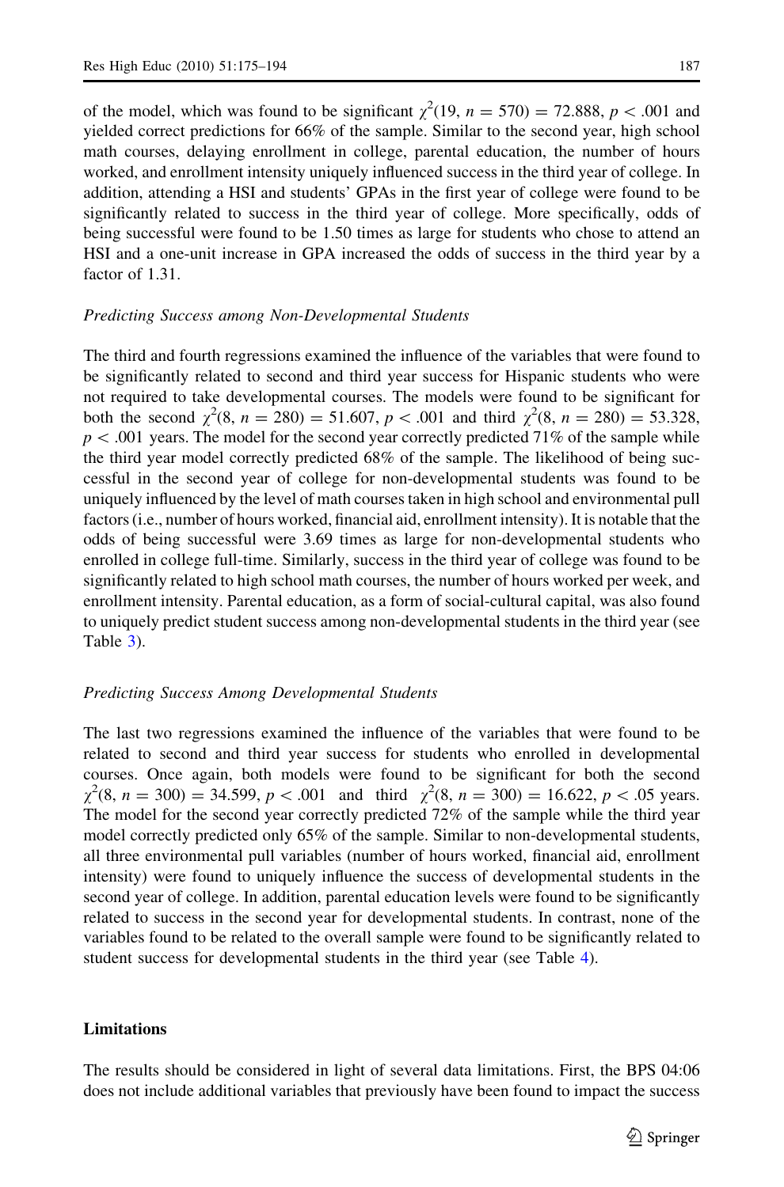of the model, which was found to be significant $\chi^2(19, n = 570) = 72.888$, $p < .001$ and yielded correct predictions for 66% of the sample. Similar to the second year, high school math courses, delaying enrollment in college, parental education, the number of hours worked, and enrollment intensity uniquely influenced success in the third year of college. In addition, attending a HSI and students' GPAs in the first year of college were found to be significantly related to success in the third year of college. More specifically, odds of being successful were found to be 1.50 times as large for students who chose to attend an HSI and a one-unit increase in GPA increased the odds of success in the third year by a factor of 1.31.

*Predicting Success among Non-Developmental Students*

The third and fourth regressions examined the influence of the variables that were found to be significantly related to second and third year success for Hispanic students who were not required to take developmental courses. The models were found to be significant for both the second $\chi^2(8, n = 280) = 51.607$, $p < .001$ and third $\chi^2(8, n = 280) = 53.328$, $p < .001$ years. The model for the second year correctly predicted 71% of the sample while the third year model correctly predicted 68% of the sample. The likelihood of being successful in the second year of college for non-developmental students was found to be uniquely influenced by the level of math courses taken in high school and environmental pull factors (i.e., number of hours worked, financial aid, enrollment intensity). It is notable that the odds of being successful were 3.69 times as large for non-developmental students who enrolled in college full-time. Similarly, success in the third year of college was found to be significantly related to high school math courses, the number of hours worked per week, and enrollment intensity. Parental education, as a form of social-cultural capital, was also found to uniquely predict student success among non-developmental students in the third year (see Table 3).

*Predicting Success Among Developmental Students*

The last two regressions examined the influence of the variables that were found to be related to second and third year success for students who enrolled in developmental courses. Once again, both models were found to be significant for both the second $\chi^2(8, n = 300) = 34.599$, $p < .001$ and third $\chi^2(8, n = 300) = 16.622$, $p < .05$ years. The model for the second year correctly predicted 72% of the sample while the third year model correctly predicted only 65% of the sample. Similar to non-developmental students, all three environmental pull variables (number of hours worked, financial aid, enrollment intensity) were found to uniquely influence the success of developmental students in the second year of college. In addition, parental education levels were found to be significantly related to success in the second year for developmental students. In contrast, none of the variables found to be related to the overall sample were found to be significantly related to student success for developmental students in the third year (see Table 4).

## Limitations

The results should be considered in light of several data limitations. First, the BPS 04:06 does not include additional variables that previously have been found to impact the success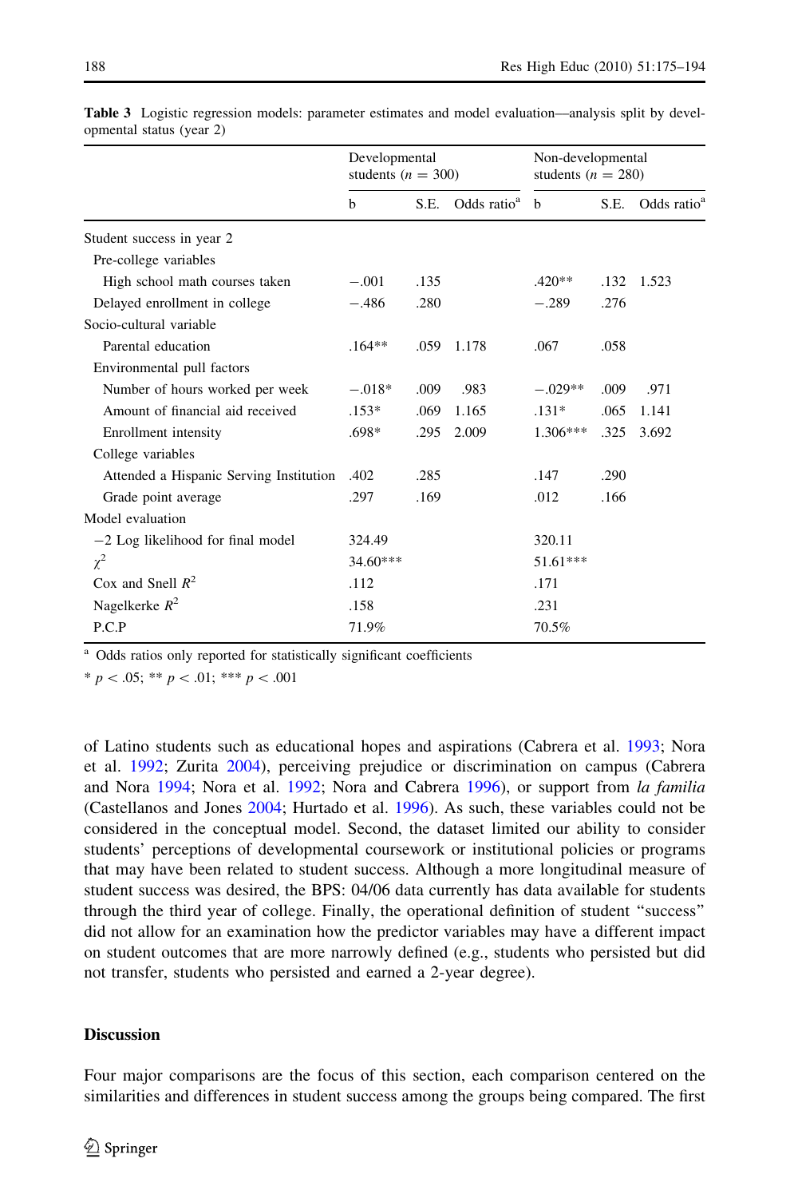**Table 3** Logistic regression models: parameter estimates and model evaluation—analysis split by developmental status (year 2)

| | Developmental students ($n$ = 300) | | | Non-developmental students ($n$ = 280) | | |
|---|---|---|---|---|---|---|
| | b | S.E. | Odds ratio[a] | b | S.E. | Odds ratio[a] |
| Student success in year 2 | | | | | | |
| Pre-college variables | | | | | | |
| High school math courses taken | −.001 | .135 | | .420** | .132 | 1.523 |
| Delayed enrollment in college | −.486 | .280 | | −.289 | .276 | |
| Socio-cultural variable | | | | | | |
| Parental education | .164** | .059 | 1.178 | .067 | .058 | |
| Environmental pull factors | | | | | | |
| Number of hours worked per week | −.018* | .009 | .983 | −.029** | .009 | .971 |
| Amount of financial aid received | .153* | .069 | 1.165 | .131* | .065 | 1.141 |
| Enrollment intensity | .698* | .295 | 2.009 | 1.306*** | .325 | 3.692 |
| College variables | | | | | | |
| Attended a Hispanic Serving Institution | .402 | .285 | | .147 | .290 | |
| Grade point average | .297 | .169 | | .012 | .166 | |
| Model evaluation | | | | | | |
| −2 Log likelihood for final model | 324.49 | | | 320.11 | | |
| $\chi^2$ | 34.60*** | | | 51.61*** | | |
| Cox and Snell $R^2$ | .112 | | | .171 | | |
| Nagelkerke $R^2$ | .158 | | | .231 | | |
| P.C.P | 71.9% | | | 70.5% | | |

[a] Odds ratios only reported for statistically significant coefficients

* $p < .05$; ** $p < .01$; *** $p < .001$

of Latino students such as educational hopes and aspirations (Cabrera et al. 1993; Nora et al. 1992; Zurita 2004), perceiving prejudice or discrimination on campus (Cabrera and Nora 1994; Nora et al. 1992; Nora and Cabrera 1996), or support from *la familia* (Castellanos and Jones 2004; Hurtado et al. 1996). As such, these variables could not be considered in the conceptual model. Second, the dataset limited our ability to consider students' perceptions of developmental coursework or institutional policies or programs that may have been related to student success. Although a more longitudinal measure of student success was desired, the BPS: 04/06 data currently has data available for students through the third year of college. Finally, the operational definition of student "success" did not allow for an examination how the predictor variables may have a different impact on student outcomes that are more narrowly defined (e.g., students who persisted but did not transfer, students who persisted and earned a 2-year degree).

## Discussion

Four major comparisons are the focus of this section, each comparison centered on the similarities and differences in student success among the groups being compared. The first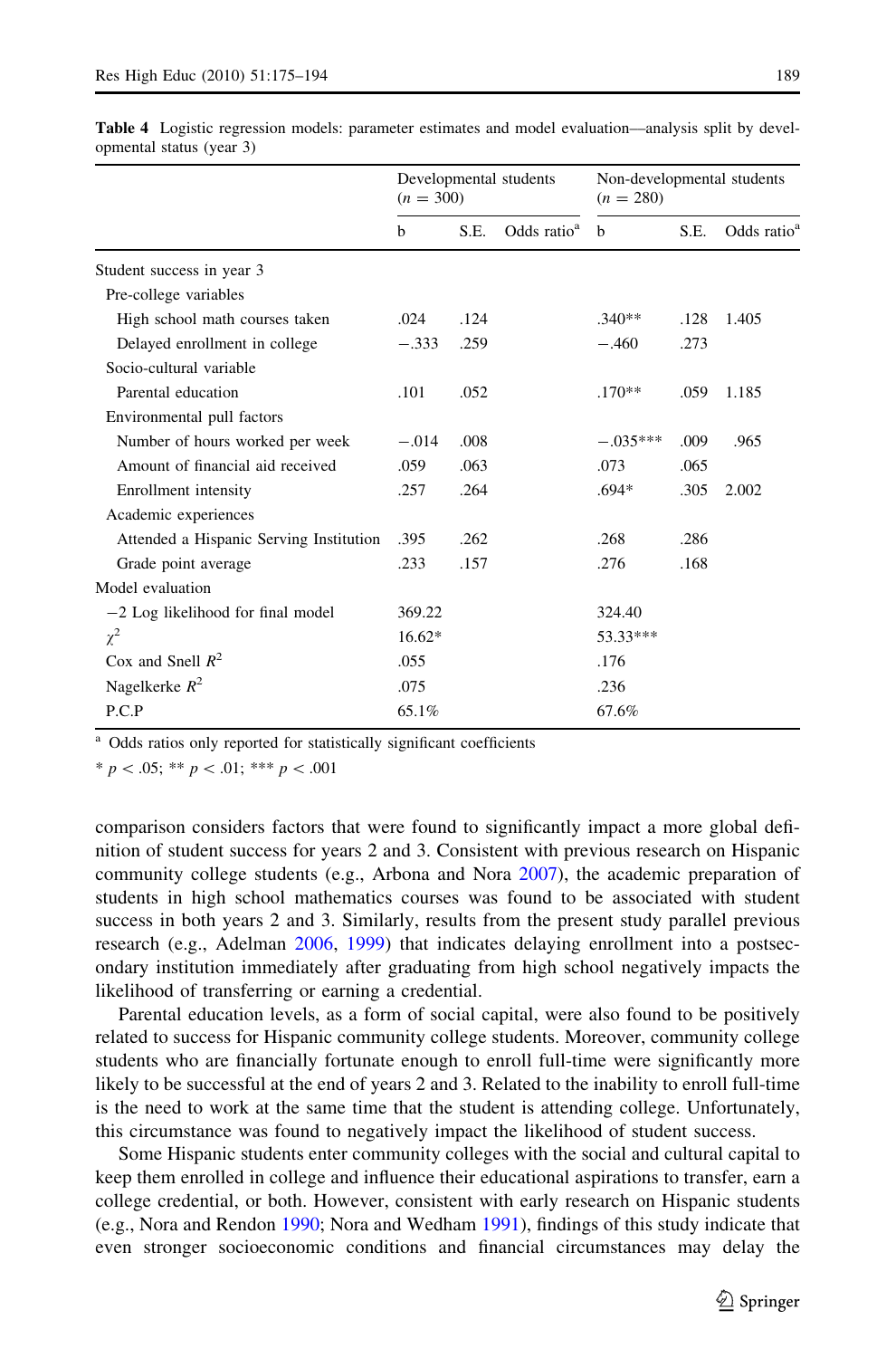**Table 4** Logistic regression models: parameter estimates and model evaluation—analysis split by developmental status (year 3)

| | Developmental students ($n$ = 300) | | | Non-developmental students ($n$ = 280) | | |
|---|---|---|---|---|---|---|
| | b | S.E. | Odds ratio[a] | b | S.E. | Odds ratio[a] |
| Student success in year 3 | | | | | | |
| Pre-college variables | | | | | | |
| High school math courses taken | .024 | .124 | | .340** | .128 | 1.405 |
| Delayed enrollment in college | −.333 | .259 | | −.460 | .273 | |
| Socio-cultural variable | | | | | | |
| Parental education | .101 | .052 | | .170** | .059 | 1.185 |
| Environmental pull factors | | | | | | |
| Number of hours worked per week | −.014 | .008 | | −.035*** | .009 | .965 |
| Amount of financial aid received | .059 | .063 | | .073 | .065 | |
| Enrollment intensity | .257 | .264 | | .694* | .305 | 2.002 |
| Academic experiences | | | | | | |
| Attended a Hispanic Serving Institution | .395 | .262 | | .268 | .286 | |
| Grade point average | .233 | .157 | | .276 | .168 | |
| Model evaluation | | | | | | |
| −2 Log likelihood for final model | 369.22 | | | 324.40 | | |
| $\chi^2$ | 16.62* | | | 53.33*** | | |
| Cox and Snell $R^2$ | .055 | | | .176 | | |
| Nagelkerke $R^2$ | .075 | | | .236 | | |
| P.C.P | 65.1% | | | 67.6% | | |

[a] Odds ratios only reported for statistically significant coefficients

* $p < .05$; ** $p < .01$; *** $p < .001$

comparison considers factors that were found to significantly impact a more global definition of student success for years 2 and 3. Consistent with previous research on Hispanic community college students (e.g., Arbona and Nora 2007), the academic preparation of students in high school mathematics courses was found to be associated with student success in both years 2 and 3. Similarly, results from the present study parallel previous research (e.g., Adelman 2006, 1999) that indicates delaying enrollment into a postsecondary institution immediately after graduating from high school negatively impacts the likelihood of transferring or earning a credential.

Parental education levels, as a form of social capital, were also found to be positively related to success for Hispanic community college students. Moreover, community college students who are financially fortunate enough to enroll full-time were significantly more likely to be successful at the end of years 2 and 3. Related to the inability to enroll full-time is the need to work at the same time that the student is attending college. Unfortunately, this circumstance was found to negatively impact the likelihood of student success.

Some Hispanic students enter community colleges with the social and cultural capital to keep them enrolled in college and influence their educational aspirations to transfer, earn a college credential, or both. However, consistent with early research on Hispanic students (e.g., Nora and Rendon 1990; Nora and Wedham 1991), findings of this study indicate that even stronger socioeconomic conditions and financial circumstances may delay the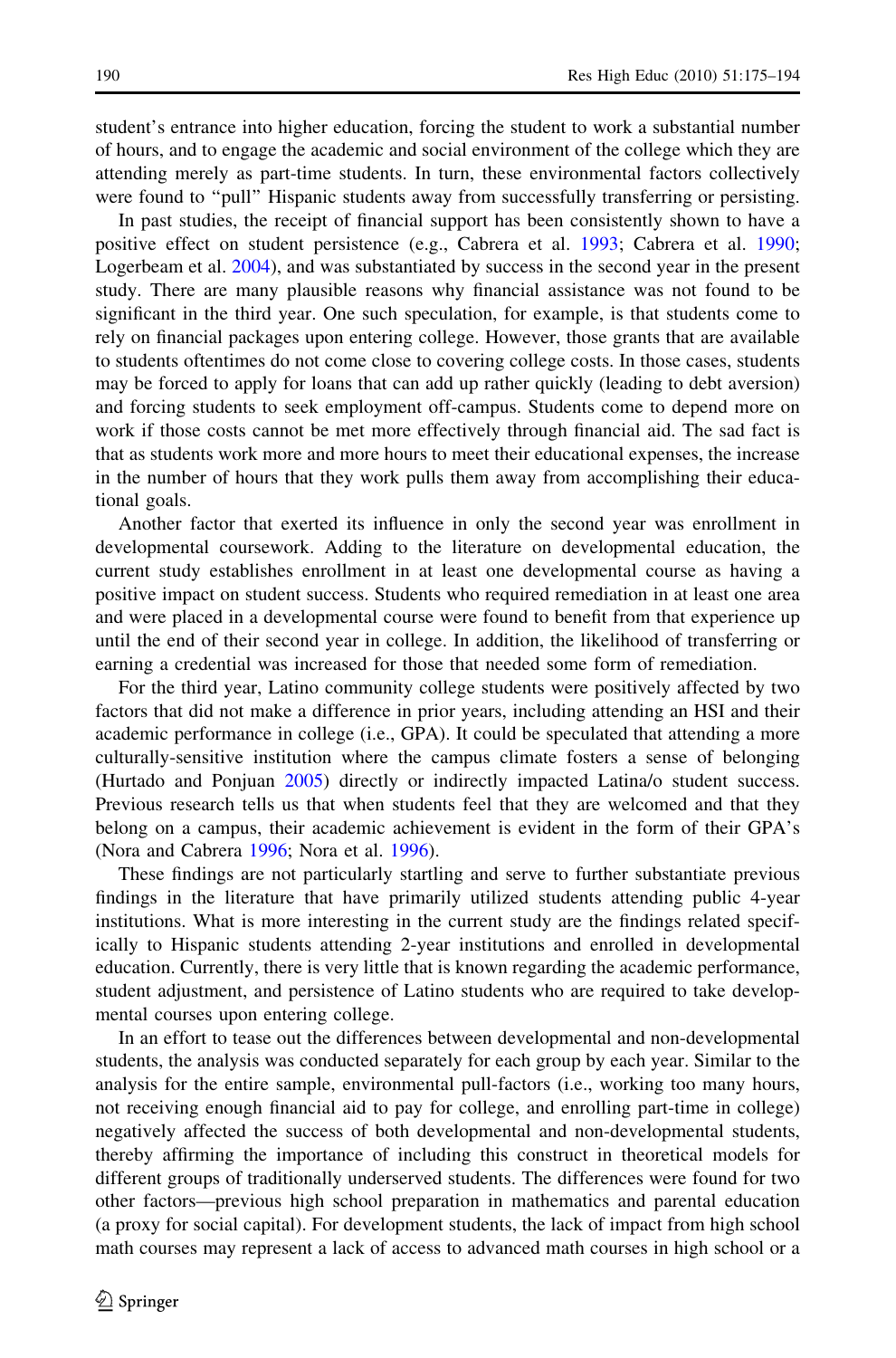student's entrance into higher education, forcing the student to work a substantial number of hours, and to engage the academic and social environment of the college which they are attending merely as part-time students. In turn, these environmental factors collectively were found to "pull" Hispanic students away from successfully transferring or persisting.

In past studies, the receipt of financial support has been consistently shown to have a positive effect on student persistence (e.g., Cabrera et al. 1993; Cabrera et al. 1990; Logerbeam et al. 2004), and was substantiated by success in the second year in the present study. There are many plausible reasons why financial assistance was not found to be significant in the third year. One such speculation, for example, is that students come to rely on financial packages upon entering college. However, those grants that are available to students oftentimes do not come close to covering college costs. In those cases, students may be forced to apply for loans that can add up rather quickly (leading to debt aversion) and forcing students to seek employment off-campus. Students come to depend more on work if those costs cannot be met more effectively through financial aid. The sad fact is that as students work more and more hours to meet their educational expenses, the increase in the number of hours that they work pulls them away from accomplishing their educational goals.

Another factor that exerted its influence in only the second year was enrollment in developmental coursework. Adding to the literature on developmental education, the current study establishes enrollment in at least one developmental course as having a positive impact on student success. Students who required remediation in at least one area and were placed in a developmental course were found to benefit from that experience up until the end of their second year in college. In addition, the likelihood of transferring or earning a credential was increased for those that needed some form of remediation.

For the third year, Latino community college students were positively affected by two factors that did not make a difference in prior years, including attending an HSI and their academic performance in college (i.e., GPA). It could be speculated that attending a more culturally-sensitive institution where the campus climate fosters a sense of belonging (Hurtado and Ponjuan 2005) directly or indirectly impacted Latina/o student success. Previous research tells us that when students feel that they are welcomed and that they belong on a campus, their academic achievement is evident in the form of their GPA's (Nora and Cabrera 1996; Nora et al. 1996).

These findings are not particularly startling and serve to further substantiate previous findings in the literature that have primarily utilized students attending public 4-year institutions. What is more interesting in the current study are the findings related specifically to Hispanic students attending 2-year institutions and enrolled in developmental education. Currently, there is very little that is known regarding the academic performance, student adjustment, and persistence of Latino students who are required to take developmental courses upon entering college.

In an effort to tease out the differences between developmental and non-developmental students, the analysis was conducted separately for each group by each year. Similar to the analysis for the entire sample, environmental pull-factors (i.e., working too many hours, not receiving enough financial aid to pay for college, and enrolling part-time in college) negatively affected the success of both developmental and non-developmental students, thereby affirming the importance of including this construct in theoretical models for different groups of traditionally underserved students. The differences were found for two other factors—previous high school preparation in mathematics and parental education (a proxy for social capital). For development students, the lack of impact from high school math courses may represent a lack of access to advanced math courses in high school or a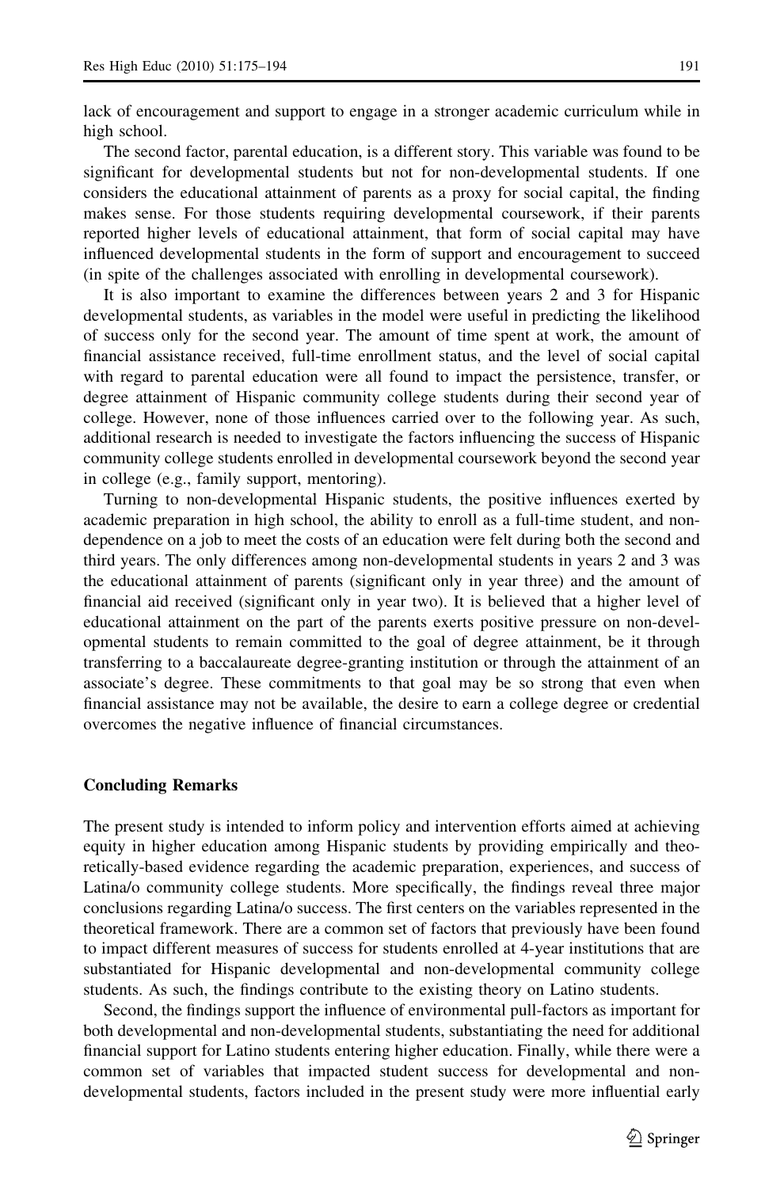lack of encouragement and support to engage in a stronger academic curriculum while in high school.

The second factor, parental education, is a different story. This variable was found to be significant for developmental students but not for non-developmental students. If one considers the educational attainment of parents as a proxy for social capital, the finding makes sense. For those students requiring developmental coursework, if their parents reported higher levels of educational attainment, that form of social capital may have influenced developmental students in the form of support and encouragement to succeed (in spite of the challenges associated with enrolling in developmental coursework).

It is also important to examine the differences between years 2 and 3 for Hispanic developmental students, as variables in the model were useful in predicting the likelihood of success only for the second year. The amount of time spent at work, the amount of financial assistance received, full-time enrollment status, and the level of social capital with regard to parental education were all found to impact the persistence, transfer, or degree attainment of Hispanic community college students during their second year of college. However, none of those influences carried over to the following year. As such, additional research is needed to investigate the factors influencing the success of Hispanic community college students enrolled in developmental coursework beyond the second year in college (e.g., family support, mentoring).

Turning to non-developmental Hispanic students, the positive influences exerted by academic preparation in high school, the ability to enroll as a full-time student, and non-dependence on a job to meet the costs of an education were felt during both the second and third years. The only differences among non-developmental students in years 2 and 3 was the educational attainment of parents (significant only in year three) and the amount of financial aid received (significant only in year two). It is believed that a higher level of educational attainment on the part of the parents exerts positive pressure on non-developmental students to remain committed to the goal of degree attainment, be it through transferring to a baccalaureate degree-granting institution or through the attainment of an associate's degree. These commitments to that goal may be so strong that even when financial assistance may not be available, the desire to earn a college degree or credential overcomes the negative influence of financial circumstances.

## Concluding Remarks

The present study is intended to inform policy and intervention efforts aimed at achieving equity in higher education among Hispanic students by providing empirically and theoretically-based evidence regarding the academic preparation, experiences, and success of Latina/o community college students. More specifically, the findings reveal three major conclusions regarding Latina/o success. The first centers on the variables represented in the theoretical framework. There are a common set of factors that previously have been found to impact different measures of success for students enrolled at 4-year institutions that are substantiated for Hispanic developmental and non-developmental community college students. As such, the findings contribute to the existing theory on Latino students.

Second, the findings support the influence of environmental pull-factors as important for both developmental and non-developmental students, substantiating the need for additional financial support for Latino students entering higher education. Finally, while there were a common set of variables that impacted student success for developmental and non-developmental students, factors included in the present study were more influential early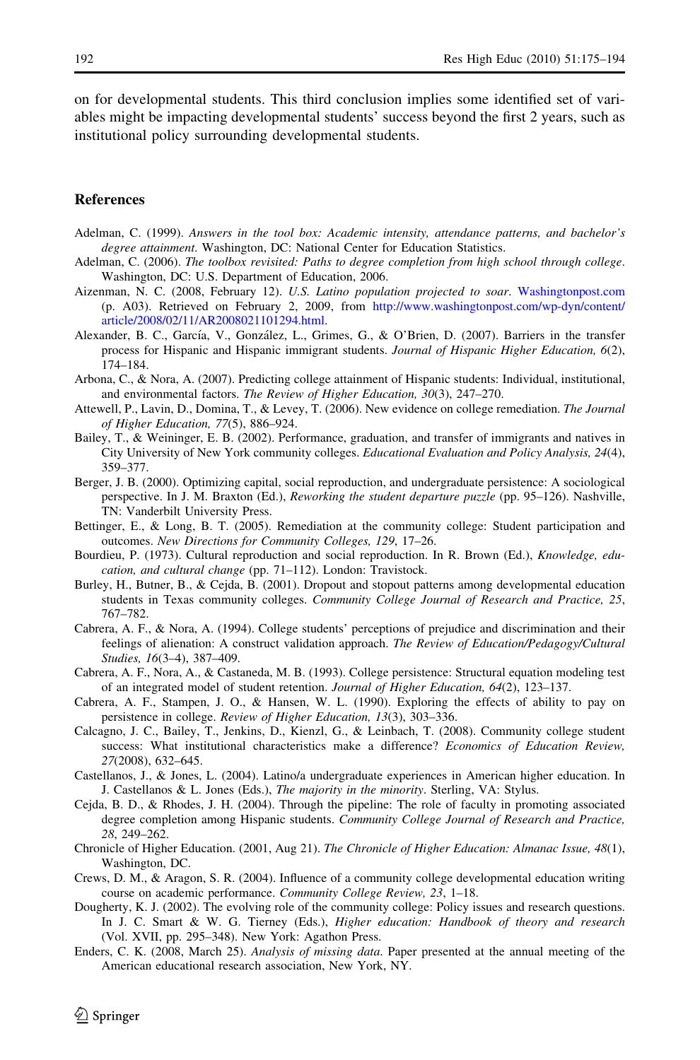on for developmental students. This third conclusion implies some identified set of variables might be impacting developmental students' success beyond the first 2 years, such as institutional policy surrounding developmental students.

## References

Adelman, C. (1999). *Answers in the tool box: Academic intensity, attendance patterns, and bachelor's degree attainment*. Washington, DC: National Center for Education Statistics.

Adelman, C. (2006). *The toolbox revisited: Paths to degree completion from high school through college*. Washington, DC: U.S. Department of Education, 2006.

Aizenman, N. C. (2008, February 12). *U.S. Latino population projected to soar*. Washingtonpost.com (p. A03). Retrieved on February 2, 2009, from http://www.washingtonpost.com/wp-dyn/content/article/2008/02/11/AR2008021101294.html.

Alexander, B. C., García, V., González, L., Grimes, G., & O'Brien, D. (2007). Barriers in the transfer process for Hispanic and Hispanic immigrant students. *Journal of Hispanic Higher Education, 6*(2), 174–184.

Arbona, C., & Nora, A. (2007). Predicting college attainment of Hispanic students: Individual, institutional, and environmental factors. *The Review of Higher Education, 30*(3), 247–270.

Attewell, P., Lavin, D., Domina, T., & Levey, T. (2006). New evidence on college remediation. *The Journal of Higher Education, 77*(5), 886–924.

Bailey, T., & Weininger, E. B. (2002). Performance, graduation, and transfer of immigrants and natives in City University of New York community colleges. *Educational Evaluation and Policy Analysis, 24*(4), 359–377.

Berger, J. B. (2000). Optimizing capital, social reproduction, and undergraduate persistence: A sociological perspective. In J. M. Braxton (Ed.), *Reworking the student departure puzzle* (pp. 95–126). Nashville, TN: Vanderbilt University Press.

Bettinger, E., & Long, B. T. (2005). Remediation at the community college: Student participation and outcomes. *New Directions for Community Colleges, 129*, 17–26.

Bourdieu, P. (1973). Cultural reproduction and social reproduction. In R. Brown (Ed.), *Knowledge, education, and cultural change* (pp. 71–112). London: Travistock.

Burley, H., Butner, B., & Cejda, B. (2001). Dropout and stopout patterns among developmental education students in Texas community colleges. *Community College Journal of Research and Practice, 25*, 767–782.

Cabrera, A. F., & Nora, A. (1994). College students' perceptions of prejudice and discrimination and their feelings of alienation: A construct validation approach. *The Review of Education/Pedagogy/Cultural Studies, 16*(3–4), 387–409.

Cabrera, A. F., Nora, A., & Castaneda, M. B. (1993). College persistence: Structural equation modeling test of an integrated model of student retention. *Journal of Higher Education, 64*(2), 123–137.

Cabrera, A. F., Stampen, J. O., & Hansen, W. L. (1990). Exploring the effects of ability to pay on persistence in college. *Review of Higher Education, 13*(3), 303–336.

Calcagno, J. C., Bailey, T., Jenkins, D., Kienzl, G., & Leinbach, T. (2008). Community college student success: What institutional characteristics make a difference? *Economics of Education Review, 27*(2008), 632–645.

Castellanos, J., & Jones, L. (2004). Latino/a undergraduate experiences in American higher education. In J. Castellanos & L. Jones (Eds.), *The majority in the minority*. Sterling, VA: Stylus.

Cejda, B. D., & Rhodes, J. H. (2004). Through the pipeline: The role of faculty in promoting associated degree completion among Hispanic students. *Community College Journal of Research and Practice, 28*, 249–262.

Chronicle of Higher Education. (2001, Aug 21). *The Chronicle of Higher Education: Almanac Issue, 48*(1), Washington, DC.

Crews, D. M., & Aragon, S. R. (2004). Influence of a community college developmental education writing course on academic performance. *Community College Review, 23*, 1–18.

Dougherty, K. J. (2002). The evolving role of the community college: Policy issues and research questions. In J. C. Smart & W. G. Tierney (Eds.), *Higher education: Handbook of theory and research* (Vol. XVII, pp. 295–348). New York: Agathon Press.

Enders, C. K. (2008, March 25). *Analysis of missing data*. Paper presented at the annual meeting of the American educational research association, New York, NY.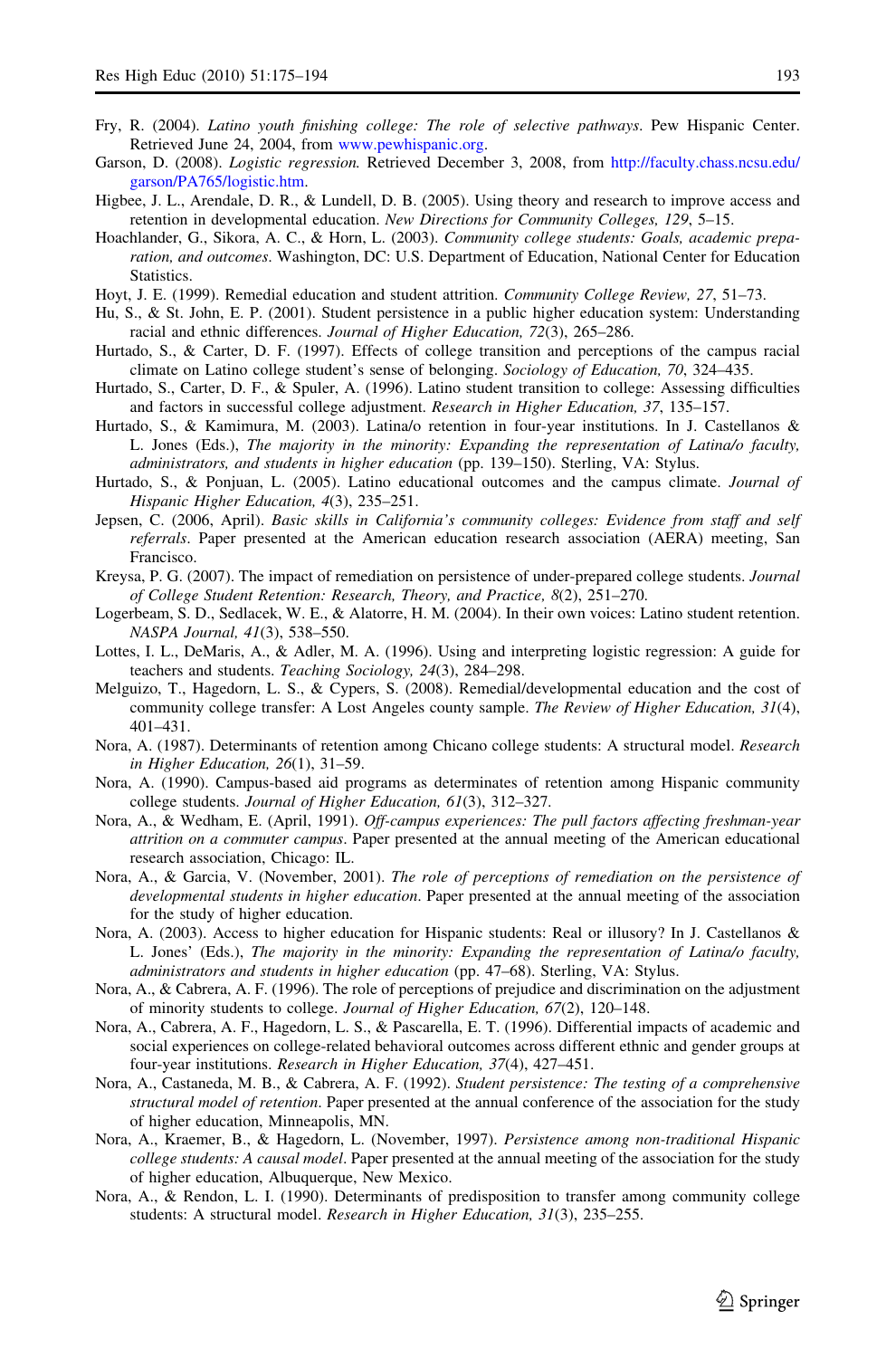Fry, R. (2004). *Latino youth finishing college: The role of selective pathways*. Pew Hispanic Center. Retrieved June 24, 2004, from www.pewhispanic.org.

Garson, D. (2008). *Logistic regression.* Retrieved December 3, 2008, from http://faculty.chass.ncsu.edu/garson/PA765/logistic.htm.

Higbee, J. L., Arendale, D. R., & Lundell, D. B. (2005). Using theory and research to improve access and retention in developmental education. *New Directions for Community Colleges, 129*, 5–15.

Hoachlander, G., Sikora, A. C., & Horn, L. (2003). *Community college students: Goals, academic preparation, and outcomes*. Washington, DC: U.S. Department of Education, National Center for Education Statistics.

Hoyt, J. E. (1999). Remedial education and student attrition. *Community College Review, 27*, 51–73.

Hu, S., & St. John, E. P. (2001). Student persistence in a public higher education system: Understanding racial and ethnic differences. *Journal of Higher Education, 72*(3), 265–286.

Hurtado, S., & Carter, D. F. (1997). Effects of college transition and perceptions of the campus racial climate on Latino college student's sense of belonging. *Sociology of Education, 70*, 324–435.

Hurtado, S., Carter, D. F., & Spuler, A. (1996). Latino student transition to college: Assessing difficulties and factors in successful college adjustment. *Research in Higher Education, 37*, 135–157.

Hurtado, S., & Kamimura, M. (2003). Latina/o retention in four-year institutions. In J. Castellanos & L. Jones (Eds.), *The majority in the minority: Expanding the representation of Latina/o faculty, administrators, and students in higher education* (pp. 139–150). Sterling, VA: Stylus.

Hurtado, S., & Ponjuan, L. (2005). Latino educational outcomes and the campus climate. *Journal of Hispanic Higher Education, 4*(3), 235–251.

Jepsen, C. (2006, April). *Basic skills in California's community colleges: Evidence from staff and self referrals*. Paper presented at the American education research association (AERA) meeting, San Francisco.

Kreysa, P. G. (2007). The impact of remediation on persistence of under-prepared college students. *Journal of College Student Retention: Research, Theory, and Practice, 8*(2), 251–270.

Logerbeam, S. D., Sedlacek, W. E., & Alatorre, H. M. (2004). In their own voices: Latino student retention. *NASPA Journal, 41*(3), 538–550.

Lottes, I. L., DeMaris, A., & Adler, M. A. (1996). Using and interpreting logistic regression: A guide for teachers and students. *Teaching Sociology, 24*(3), 284–298.

Melguizo, T., Hagedorn, L. S., & Cypers, S. (2008). Remedial/developmental education and the cost of community college transfer: A Lost Angeles county sample. *The Review of Higher Education, 31*(4), 401–431.

Nora, A. (1987). Determinants of retention among Chicano college students: A structural model. *Research in Higher Education, 26*(1), 31–59.

Nora, A. (1990). Campus-based aid programs as determinates of retention among Hispanic community college students. *Journal of Higher Education, 61*(3), 312–327.

Nora, A., & Wedham, E. (April, 1991). *Off-campus experiences: The pull factors affecting freshman-year attrition on a commuter campus*. Paper presented at the annual meeting of the American educational research association, Chicago: IL.

Nora, A., & Garcia, V. (November, 2001). *The role of perceptions of remediation on the persistence of developmental students in higher education*. Paper presented at the annual meeting of the association for the study of higher education.

Nora, A. (2003). Access to higher education for Hispanic students: Real or illusory? In J. Castellanos & L. Jones' (Eds.), *The majority in the minority: Expanding the representation of Latina/o faculty, administrators and students in higher education* (pp. 47–68). Sterling, VA: Stylus.

Nora, A., & Cabrera, A. F. (1996). The role of perceptions of prejudice and discrimination on the adjustment of minority students to college. *Journal of Higher Education, 67*(2), 120–148.

Nora, A., Cabrera, A. F., Hagedorn, L. S., & Pascarella, E. T. (1996). Differential impacts of academic and social experiences on college-related behavioral outcomes across different ethnic and gender groups at four-year institutions. *Research in Higher Education, 37*(4), 427–451.

Nora, A., Castaneda, M. B., & Cabrera, A. F. (1992). *Student persistence: The testing of a comprehensive structural model of retention*. Paper presented at the annual conference of the association for the study of higher education, Minneapolis, MN.

Nora, A., Kraemer, B., & Hagedorn, L. (November, 1997). *Persistence among non-traditional Hispanic college students: A causal model*. Paper presented at the annual meeting of the association for the study of higher education, Albuquerque, New Mexico.

Nora, A., & Rendon, L. I. (1990). Determinants of predisposition to transfer among community college students: A structural model. *Research in Higher Education, 31*(3), 235–255.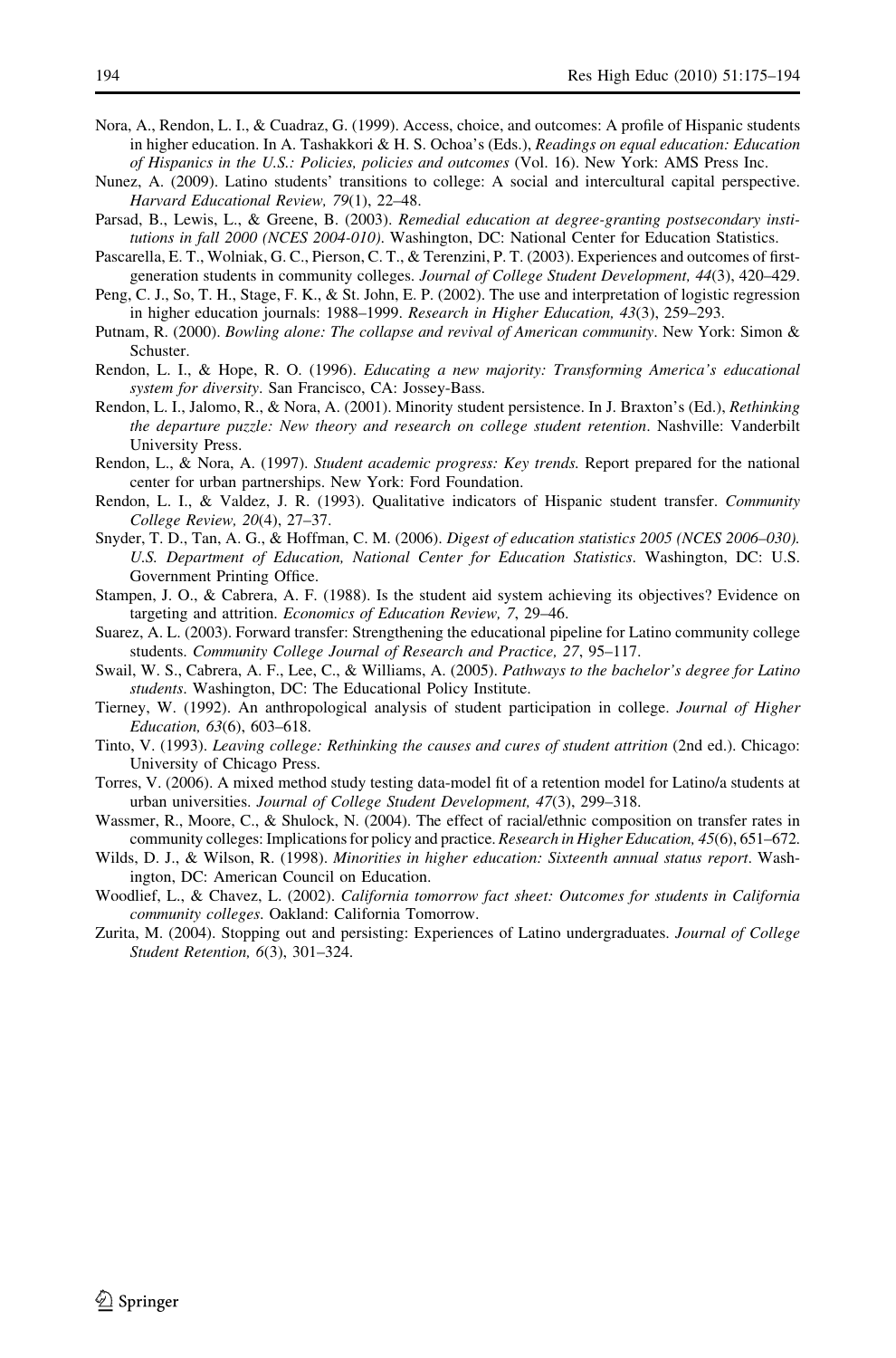Nora, A., Rendon, L. I., & Cuadraz, G. (1999). Access, choice, and outcomes: A profile of Hispanic students in higher education. In A. Tashakkori & H. S. Ochoa's (Eds.), *Readings on equal education: Education of Hispanics in the U.S.: Policies, policies and outcomes* (Vol. 16). New York: AMS Press Inc.

Nunez, A. (2009). Latino students' transitions to college: A social and intercultural capital perspective. *Harvard Educational Review, 79*(1), 22–48.

Parsad, B., Lewis, L., & Greene, B. (2003). *Remedial education at degree-granting postsecondary institutions in fall 2000 (NCES 2004-010)*. Washington, DC: National Center for Education Statistics.

Pascarella, E. T., Wolniak, G. C., Pierson, C. T., & Terenzini, P. T. (2003). Experiences and outcomes of first-generation students in community colleges. *Journal of College Student Development, 44*(3), 420–429.

Peng, C. J., So, T. H., Stage, F. K., & St. John, E. P. (2002). The use and interpretation of logistic regression in higher education journals: 1988–1999. *Research in Higher Education, 43*(3), 259–293.

Putnam, R. (2000). *Bowling alone: The collapse and revival of American community*. New York: Simon & Schuster.

Rendon, L. I., & Hope, R. O. (1996). *Educating a new majority: Transforming America's educational system for diversity*. San Francisco, CA: Jossey-Bass.

Rendon, L. I., Jalomo, R., & Nora, A. (2001). Minority student persistence. In J. Braxton's (Ed.), *Rethinking the departure puzzle: New theory and research on college student retention*. Nashville: Vanderbilt University Press.

Rendon, L., & Nora, A. (1997). *Student academic progress: Key trends.* Report prepared for the national center for urban partnerships. New York: Ford Foundation.

Rendon, L. I., & Valdez, J. R. (1993). Qualitative indicators of Hispanic student transfer. *Community College Review, 20*(4), 27–37.

Snyder, T. D., Tan, A. G., & Hoffman, C. M. (2006). *Digest of education statistics 2005 (NCES 2006–030). U.S. Department of Education, National Center for Education Statistics*. Washington, DC: U.S. Government Printing Office.

Stampen, J. O., & Cabrera, A. F. (1988). Is the student aid system achieving its objectives? Evidence on targeting and attrition. *Economics of Education Review, 7*, 29–46.

Suarez, A. L. (2003). Forward transfer: Strengthening the educational pipeline for Latino community college students. *Community College Journal of Research and Practice, 27*, 95–117.

Swail, W. S., Cabrera, A. F., Lee, C., & Williams, A. (2005). *Pathways to the bachelor's degree for Latino students*. Washington, DC: The Educational Policy Institute.

Tierney, W. (1992). An anthropological analysis of student participation in college. *Journal of Higher Education, 63*(6), 603–618.

Tinto, V. (1993). *Leaving college: Rethinking the causes and cures of student attrition* (2nd ed.). Chicago: University of Chicago Press.

Torres, V. (2006). A mixed method study testing data-model fit of a retention model for Latino/a students at urban universities. *Journal of College Student Development, 47*(3), 299–318.

Wassmer, R., Moore, C., & Shulock, N. (2004). The effect of racial/ethnic composition on transfer rates in community colleges: Implications for policy and practice. *Research in Higher Education, 45*(6), 651–672.

Wilds, D. J., & Wilson, R. (1998). *Minorities in higher education: Sixteenth annual status report*. Washington, DC: American Council on Education.

Woodlief, L., & Chavez, L. (2002). *California tomorrow fact sheet: Outcomes for students in California community colleges*. Oakland: California Tomorrow.

Zurita, M. (2004). Stopping out and persisting: Experiences of Latino undergraduates. *Journal of College Student Retention, 6*(3), 301–324.